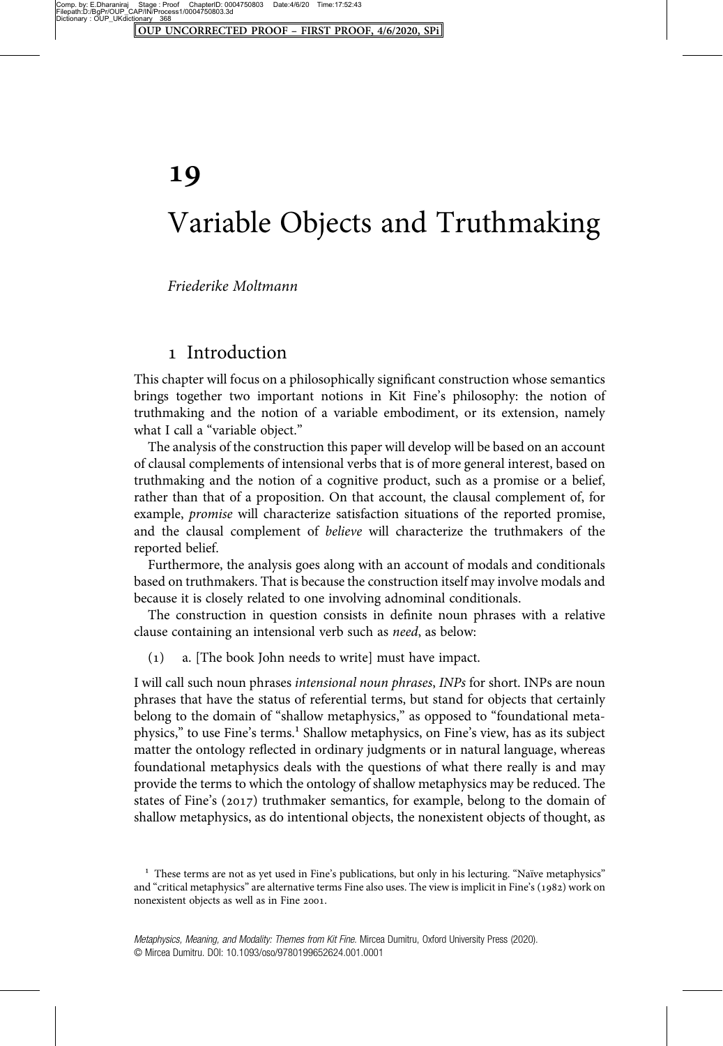# 19

# Variable Objects and Truthmaking

*Friederike Moltmann*

## 1 Introduction

This chapter will focus on a philosophically significant construction whose semantics brings together two important notions in Kit Fine's philosophy: the notion of truthmaking and the notion of a variable embodiment, or its extension, namely what I call a "variable object."

The analysis of the construction this paper will develop will be based on an account of clausal complements of intensional verbs that is of more general interest, based on truthmaking and the notion of a cognitive product, such as a promise or a belief, rather than that of a proposition. On that account, the clausal complement of, for example, *promise* will characterize satisfaction situations of the reported promise, and the clausal complement of *believe* will characterize the truthmakers of the reported belief.

Furthermore, the analysis goes along with an account of modals and conditionals based on truthmakers. That is because the construction itself may involve modals and because it is closely related to one involving adnominal conditionals.

The construction in question consists in definite noun phrases with a relative clause containing an intensional verb such as *need*, as below:

(1) a. [The book John needs to write] must have impact.

I will call such noun phrases *intensional noun phrases*, *INPs* for short. INPs are noun phrases that have the status of referential terms, but stand for objects that certainly belong to the domain of "shallow metaphysics," as opposed to "foundational metaphysics," to use Fine's terms.[1] Shallow metaphysics, on Fine's view, has as its subject matter the ontology reflected in ordinary judgments or in natural language, whereas foundational metaphysics deals with the questions of what there really is and may provide the terms to which the ontology of shallow metaphysics may be reduced. The states of Fine's (2017) truthmaker semantics, for example, belong to the domain of shallow metaphysics, as do intentional objects, the nonexistent objects of thought, as

[1] These terms are not as yet used in Fine's publications, but only in his lecturing. "Naïve metaphysics" and "critical metaphysics" are alternative terms Fine also uses. The view is implicit in Fine's (1982) work on nonexistent objects as well as in Fine 2001.

*Metaphysics, Meaning, and Modality: Themes from Kit Fine.* Mircea Dumitru, Oxford University Press (2020). © Mircea Dumitru. DOI: 10.1093/oso/9780199652624.001.0001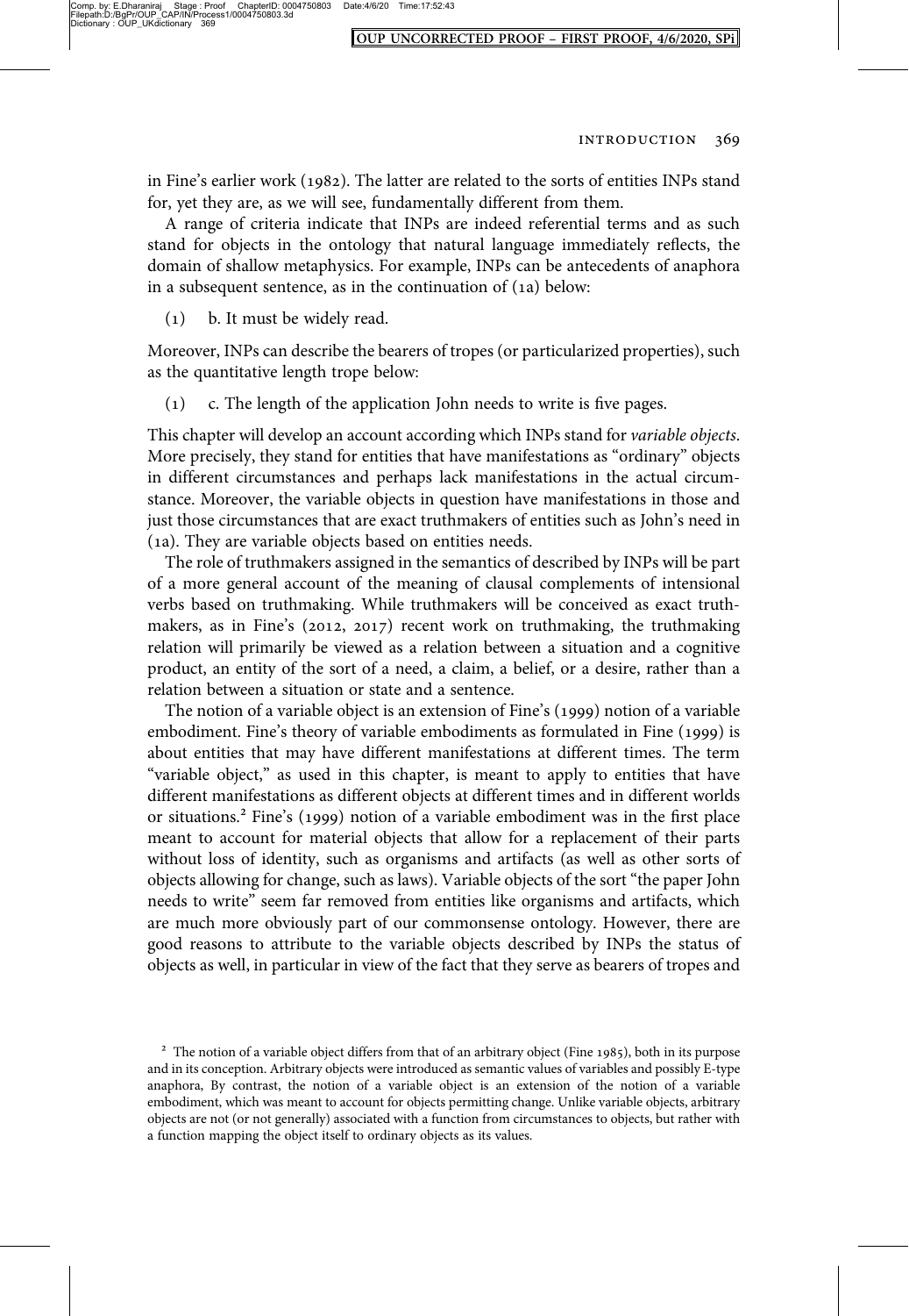in Fine's earlier work (1982). The latter are related to the sorts of entities INPs stand for, yet they are, as we will see, fundamentally different from them.

A range of criteria indicate that INPs are indeed referential terms and as such stand for objects in the ontology that natural language immediately reflects, the domain of shallow metaphysics. For example, INPs can be antecedents of anaphora in a subsequent sentence, as in the continuation of (1a) below:

(1) b. It must be widely read.

Moreover, INPs can describe the bearers of tropes (or particularized properties), such as the quantitative length trope below:

(1) c. The length of the application John needs to write is five pages.

This chapter will develop an account according which INPs stand for *variable objects*. More precisely, they stand for entities that have manifestations as "ordinary" objects in different circumstances and perhaps lack manifestations in the actual circumstance. Moreover, the variable objects in question have manifestations in those and just those circumstances that are exact truthmakers of entities such as John's need in (1a). They are variable objects based on entities needs.

The role of truthmakers assigned in the semantics of described by INPs will be part of a more general account of the meaning of clausal complements of intensional verbs based on truthmaking. While truthmakers will be conceived as exact truthmakers, as in Fine's (2012, 2017) recent work on truthmaking, the truthmaking relation will primarily be viewed as a relation between a situation and a cognitive product, an entity of the sort of a need, a claim, a belief, or a desire, rather than a relation between a situation or state and a sentence.

The notion of a variable object is an extension of Fine's (1999) notion of a variable embodiment. Fine's theory of variable embodiments as formulated in Fine (1999) is about entities that may have different manifestations at different times. The term "variable object," as used in this chapter, is meant to apply to entities that have different manifestations as different objects at different times and in different worlds or situations.[2] Fine's (1999) notion of a variable embodiment was in the first place meant to account for material objects that allow for a replacement of their parts without loss of identity, such as organisms and artifacts (as well as other sorts of objects allowing for change, such as laws). Variable objects of the sort "the paper John needs to write" seem far removed from entities like organisms and artifacts, which are much more obviously part of our commonsense ontology. However, there are good reasons to attribute to the variable objects described by INPs the status of objects as well, in particular in view of the fact that they serve as bearers of tropes and

[2] The notion of a variable object differs from that of an arbitrary object (Fine 1985), both in its purpose and in its conception. Arbitrary objects were introduced as semantic values of variables and possibly E-type anaphora, By contrast, the notion of a variable object is an extension of the notion of a variable embodiment, which was meant to account for objects permitting change. Unlike variable objects, arbitrary objects are not (or not generally) associated with a function from circumstances to objects, but rather with a function mapping the object itself to ordinary objects as its values.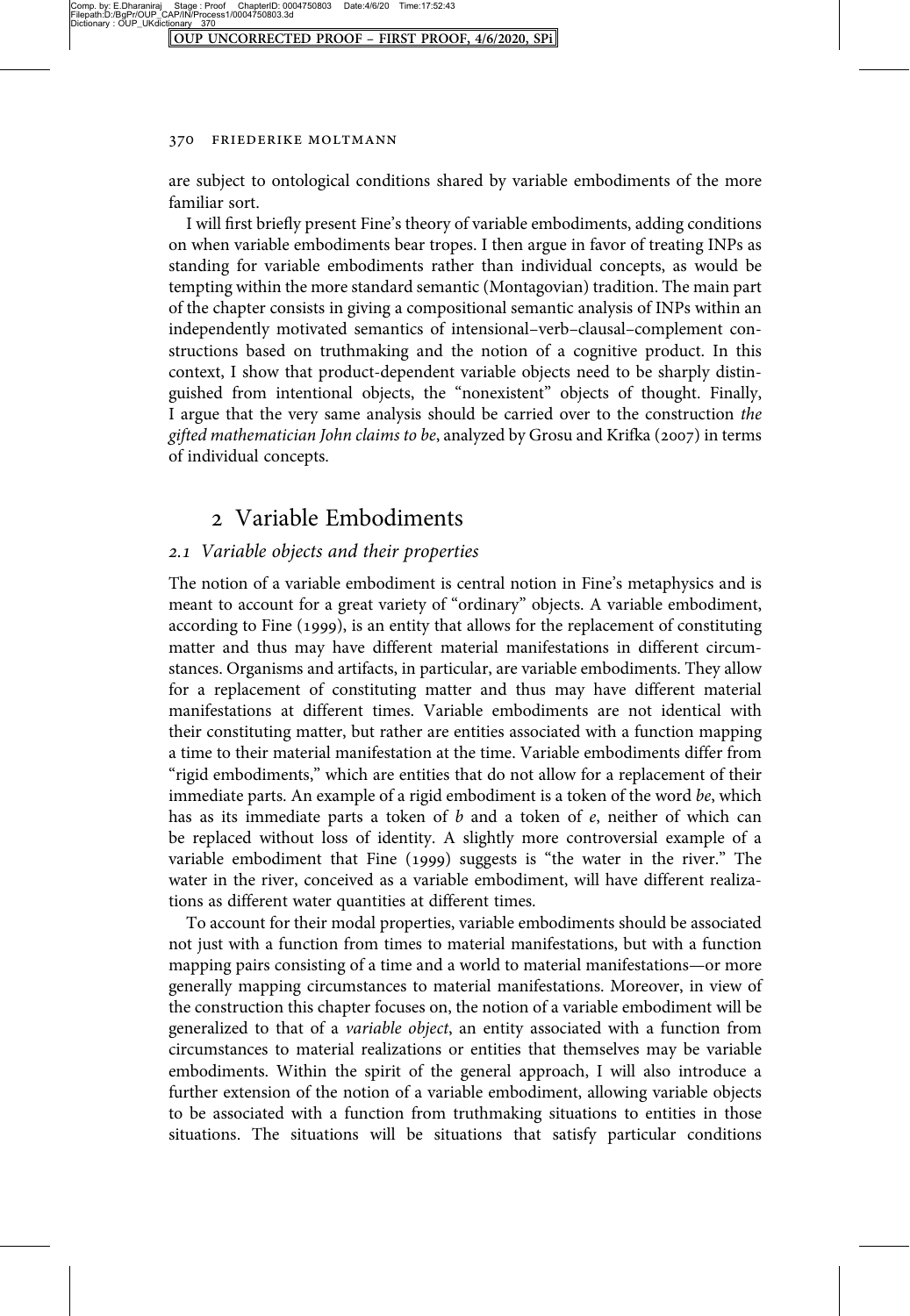are subject to ontological conditions shared by variable embodiments of the more familiar sort.

I will first briefly present Fine's theory of variable embodiments, adding conditions on when variable embodiments bear tropes. I then argue in favor of treating INPs as standing for variable embodiments rather than individual concepts, as would be tempting within the more standard semantic (Montagovian) tradition. The main part of the chapter consists in giving a compositional semantic analysis of INPs within an independently motivated semantics of intensional–verb–clausal–complement constructions based on truthmaking and the notion of a cognitive product. In this context, I show that product-dependent variable objects need to be sharply distinguished from intentional objects, the "nonexistent" objects of thought. Finally, I argue that the very same analysis should be carried over to the construction *the gifted mathematician John claims to be*, analyzed by Grosu and Krifka (2007) in terms of individual concepts.

## 2 Variable Embodiments

### 2.1 Variable objects and their properties

The notion of a variable embodiment is central notion in Fine's metaphysics and is meant to account for a great variety of "ordinary" objects. A variable embodiment, according to Fine (1999), is an entity that allows for the replacement of constituting matter and thus may have different material manifestations in different circumstances. Organisms and artifacts, in particular, are variable embodiments. They allow for a replacement of constituting matter and thus may have different material manifestations at different times. Variable embodiments are not identical with their constituting matter, but rather are entities associated with a function mapping a time to their material manifestation at the time. Variable embodiments differ from "rigid embodiments," which are entities that do not allow for a replacement of their immediate parts. An example of a rigid embodiment is a token of the word *be*, which has as its immediate parts a token of *b* and a token of *e*, neither of which can be replaced without loss of identity. A slightly more controversial example of a variable embodiment that Fine (1999) suggests is "the water in the river." The water in the river, conceived as a variable embodiment, will have different realizations as different water quantities at different times.

To account for their modal properties, variable embodiments should be associated not just with a function from times to material manifestations, but with a function mapping pairs consisting of a time and a world to material manifestations—or more generally mapping circumstances to material manifestations. Moreover, in view of the construction this chapter focuses on, the notion of a variable embodiment will be generalized to that of a *variable object*, an entity associated with a function from circumstances to material realizations or entities that themselves may be variable embodiments. Within the spirit of the general approach, I will also introduce a further extension of the notion of a variable embodiment, allowing variable objects to be associated with a function from truthmaking situations to entities in those situations. The situations will be situations that satisfy particular conditions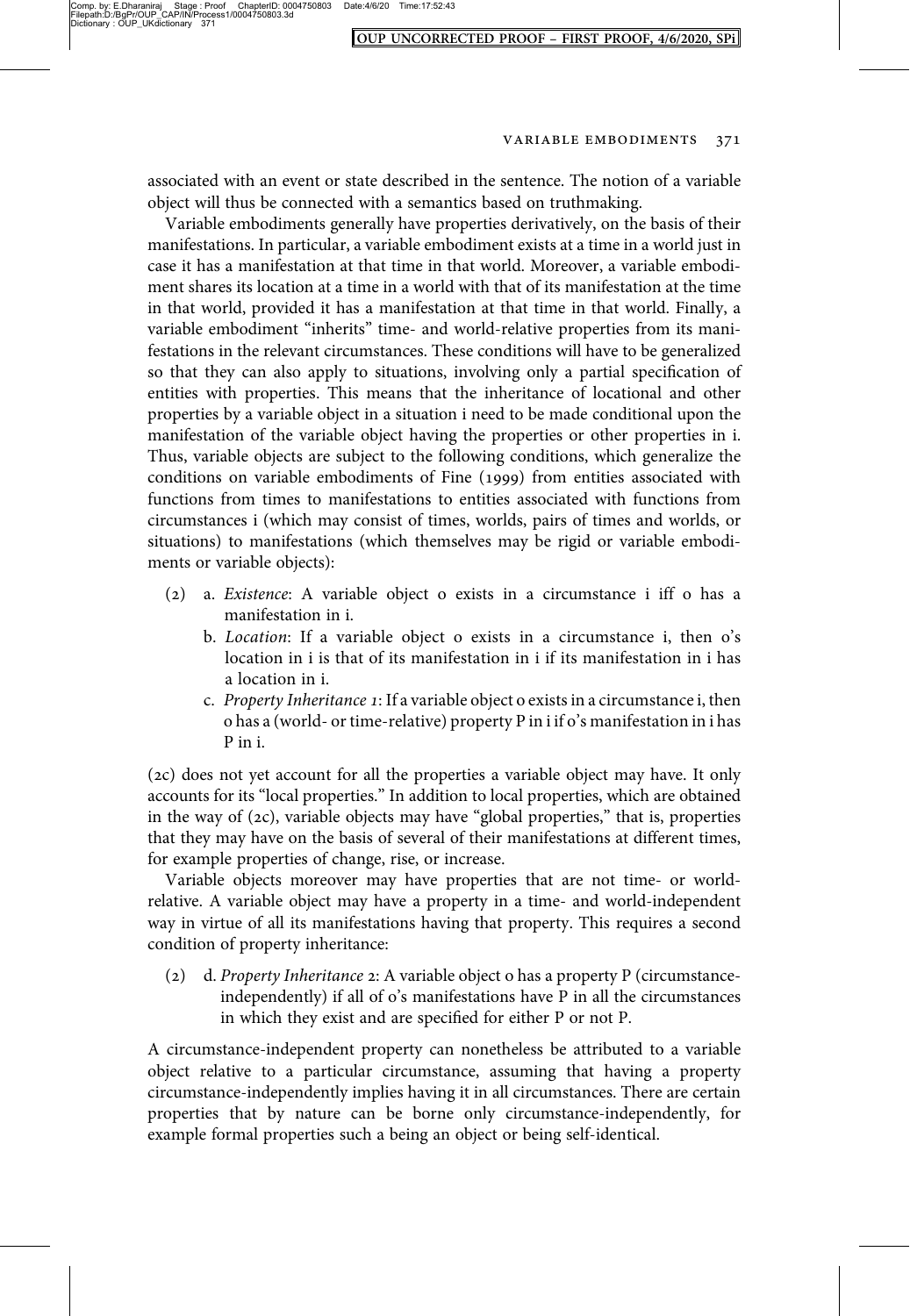associated with an event or state described in the sentence. The notion of a variable object will thus be connected with a semantics based on truthmaking.

Variable embodiments generally have properties derivatively, on the basis of their manifestations. In particular, a variable embodiment exists at a time in a world just in case it has a manifestation at that time in that world. Moreover, a variable embodiment shares its location at a time in a world with that of its manifestation at the time in that world, provided it has a manifestation at that time in that world. Finally, a variable embodiment "inherits" time- and world-relative properties from its manifestations in the relevant circumstances. These conditions will have to be generalized so that they can also apply to situations, involving only a partial specification of entities with properties. This means that the inheritance of locational and other properties by a variable object in a situation i need to be made conditional upon the manifestation of the variable object having the properties or other properties in i. Thus, variable objects are subject to the following conditions, which generalize the conditions on variable embodiments of Fine (1999) from entities associated with functions from times to manifestations to entities associated with functions from circumstances i (which may consist of times, worlds, pairs of times and worlds, or situations) to manifestations (which themselves may be rigid or variable embodiments or variable objects):

(2) a. *Existence*: A variable object o exists in a circumstance i iff o has a manifestation in i.

b. *Location*: If a variable object o exists in a circumstance i, then o's location in i is that of its manifestation in i if its manifestation in i has a location in i.

c. *Property Inheritance 1*: If a variable object o exists in a circumstance i, then o has a (world- or time-relative) property P in i if o's manifestation in i has P in i.

(2c) does not yet account for all the properties a variable object may have. It only accounts for its "local properties." In addition to local properties, which are obtained in the way of (2c), variable objects may have "global properties," that is, properties that they may have on the basis of several of their manifestations at different times, for example properties of change, rise, or increase.

Variable objects moreover may have properties that are not time- or world-relative. A variable object may have a property in a time- and world-independent way in virtue of all its manifestations having that property. This requires a second condition of property inheritance:

(2) d. *Property Inheritance 2*: A variable object o has a property P (circumstance-independently) if all of o's manifestations have P in all the circumstances in which they exist and are specified for either P or not P.

A circumstance-independent property can nonetheless be attributed to a variable object relative to a particular circumstance, assuming that having a property circumstance-independently implies having it in all circumstances. There are certain properties that by nature can be borne only circumstance-independently, for example formal properties such a being an object or being self-identical.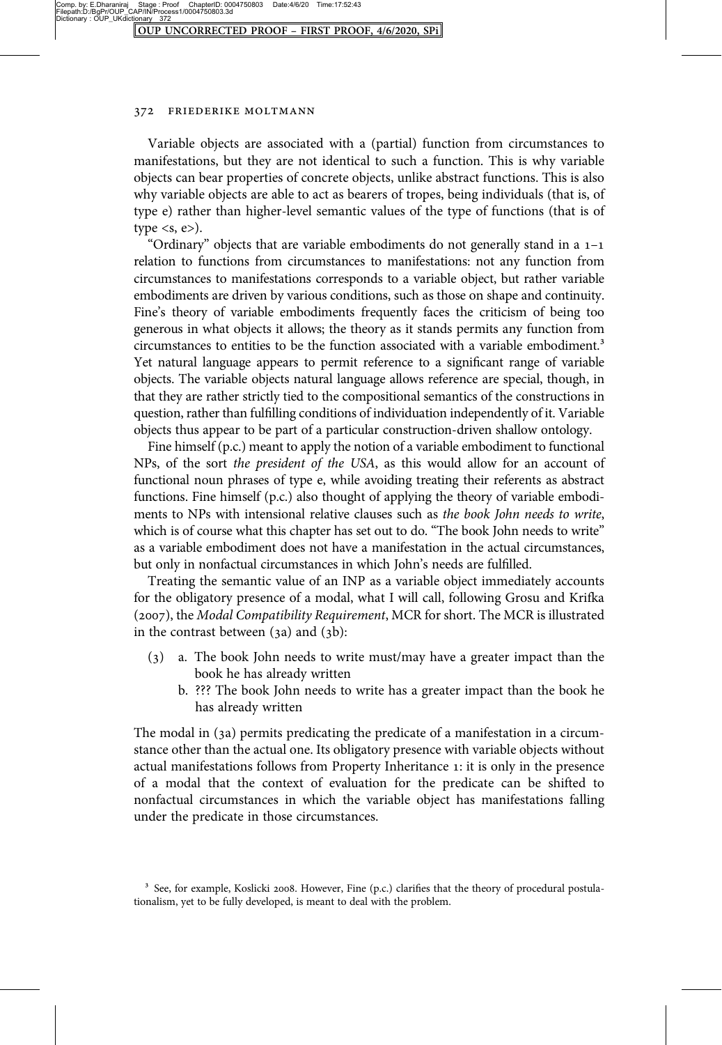Variable objects are associated with a (partial) function from circumstances to manifestations, but they are not identical to such a function. This is why variable objects can bear properties of concrete objects, unlike abstract functions. This is also why variable objects are able to act as bearers of tropes, being individuals (that is, of type e) rather than higher-level semantic values of the type of functions (that is of type <s, e>).

"Ordinary" objects that are variable embodiments do not generally stand in a 1–1 relation to functions from circumstances to manifestations: not any function from circumstances to manifestations corresponds to a variable object, but rather variable embodiments are driven by various conditions, such as those on shape and continuity. Fine's theory of variable embodiments frequently faces the criticism of being too generous in what objects it allows; the theory as it stands permits any function from circumstances to entities to be the function associated with a variable embodiment.[3] Yet natural language appears to permit reference to a significant range of variable objects. The variable objects natural language allows reference are special, though, in that they are rather strictly tied to the compositional semantics of the constructions in question, rather than fulfilling conditions of individuation independently of it. Variable objects thus appear to be part of a particular construction-driven shallow ontology.

Fine himself (p.c.) meant to apply the notion of a variable embodiment to functional NPs, of the sort *the president of the USA*, as this would allow for an account of functional noun phrases of type e, while avoiding treating their referents as abstract functions. Fine himself (p.c.) also thought of applying the theory of variable embodiments to NPs with intensional relative clauses such as *the book John needs to write*, which is of course what this chapter has set out to do. "The book John needs to write" as a variable embodiment does not have a manifestation in the actual circumstances, but only in nonfactual circumstances in which John's needs are fulfilled.

Treating the semantic value of an INP as a variable object immediately accounts for the obligatory presence of a modal, what I will call, following Grosu and Krifka (2007), the *Modal Compatibility Requirement*, MCR for short. The MCR is illustrated in the contrast between (3a) and (3b):

(3) a. The book John needs to write must/may have a greater impact than the book he has already written
    b. ??? The book John needs to write has a greater impact than the book he has already written

The modal in (3a) permits predicating the predicate of a manifestation in a circumstance other than the actual one. Its obligatory presence with variable objects without actual manifestations follows from Property Inheritance 1: it is only in the presence of a modal that the context of evaluation for the predicate can be shifted to nonfactual circumstances in which the variable object has manifestations falling under the predicate in those circumstances.

[3] See, for example, Koslicki 2008. However, Fine (p.c.) clarifies that the theory of procedural postulationalism, yet to be fully developed, is meant to deal with the problem.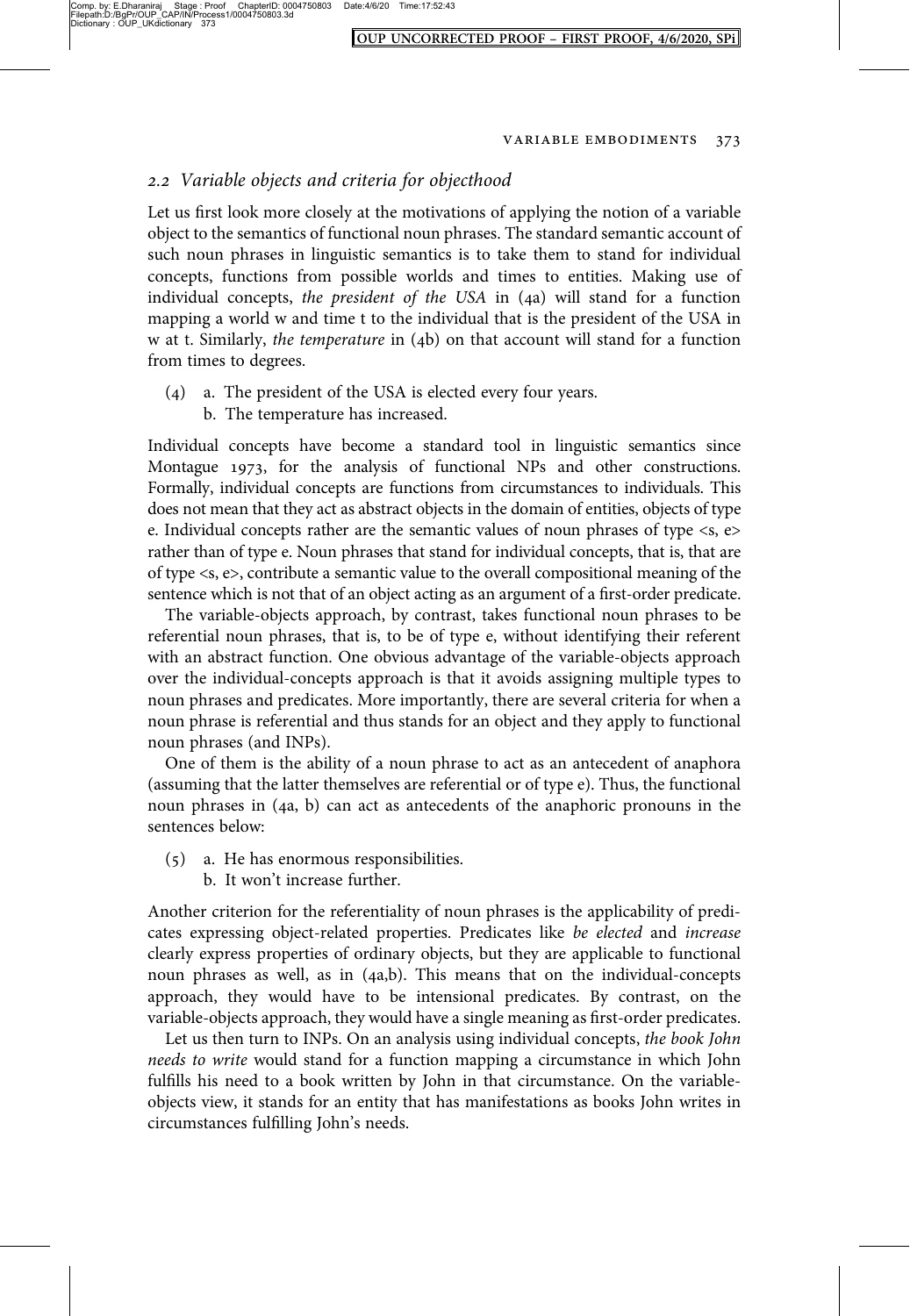## *2.2 Variable objects and criteria for objecthood*

Let us first look more closely at the motivations of applying the notion of a variable object to the semantics of functional noun phrases. The standard semantic account of such noun phrases in linguistic semantics is to take them to stand for individual concepts, functions from possible worlds and times to entities. Making use of individual concepts, *the president of the USA* in (4a) will stand for a function mapping a world w and time t to the individual that is the president of the USA in w at t. Similarly, *the temperature* in (4b) on that account will stand for a function from times to degrees.

(4) a. The president of the USA is elected every four years.
  b. The temperature has increased.

Individual concepts have become a standard tool in linguistic semantics since Montague 1973, for the analysis of functional NPs and other constructions. Formally, individual concepts are functions from circumstances to individuals. This does not mean that they act as abstract objects in the domain of entities, objects of type e. Individual concepts rather are the semantic values of noun phrases of type <s, e> rather than of type e. Noun phrases that stand for individual concepts, that is, that are of type <s, e>, contribute a semantic value to the overall compositional meaning of the sentence which is not that of an object acting as an argument of a first-order predicate.

The variable-objects approach, by contrast, takes functional noun phrases to be referential noun phrases, that is, to be of type e, without identifying their referent with an abstract function. One obvious advantage of the variable-objects approach over the individual-concepts approach is that it avoids assigning multiple types to noun phrases and predicates. More importantly, there are several criteria for when a noun phrase is referential and thus stands for an object and they apply to functional noun phrases (and INPs).

One of them is the ability of a noun phrase to act as an antecedent of anaphora (assuming that the latter themselves are referential or of type e). Thus, the functional noun phrases in (4a, b) can act as antecedents of the anaphoric pronouns in the sentences below:

(5) a. He has enormous responsibilities.
  b. It won't increase further.

Another criterion for the referentiality of noun phrases is the applicability of predicates expressing object-related properties. Predicates like *be elected* and *increase* clearly express properties of ordinary objects, but they are applicable to functional noun phrases as well, as in (4a,b). This means that on the individual-concepts approach, they would have to be intensional predicates. By contrast, on the variable-objects approach, they would have a single meaning as first-order predicates.

Let us then turn to INPs. On an analysis using individual concepts, *the book John needs to write* would stand for a function mapping a circumstance in which John fulfills his need to a book written by John in that circumstance. On the variable-objects view, it stands for an entity that has manifestations as books John writes in circumstances fulfilling John's needs.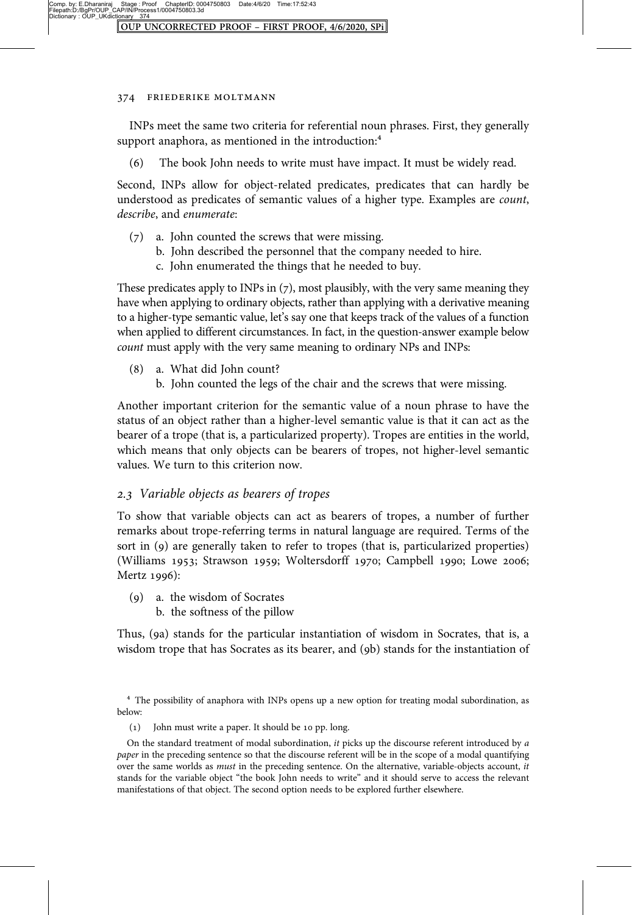INPs meet the same two criteria for referential noun phrases. First, they generally support anaphora, as mentioned in the introduction:[4]

(6) The book John needs to write must have impact. It must be widely read.

Second, INPs allow for object-related predicates, predicates that can hardly be understood as predicates of semantic values of a higher type. Examples are *count*, *describe*, and *enumerate*:

(7) a. John counted the screws that were missing.
    b. John described the personnel that the company needed to hire.
    c. John enumerated the things that he needed to buy.

These predicates apply to INPs in (7), most plausibly, with the very same meaning they have when applying to ordinary objects, rather than applying with a derivative meaning to a higher-type semantic value, let's say one that keeps track of the values of a function when applied to different circumstances. In fact, in the question-answer example below *count* must apply with the very same meaning to ordinary NPs and INPs:

(8) a. What did John count?
    b. John counted the legs of the chair and the screws that were missing.

Another important criterion for the semantic value of a noun phrase to have the status of an object rather than a higher-level semantic value is that it can act as the bearer of a trope (that is, a particularized property). Tropes are entities in the world, which means that only objects can be bearers of tropes, not higher-level semantic values. We turn to this criterion now.

### *2.3 Variable objects as bearers of tropes*

To show that variable objects can act as bearers of tropes, a number of further remarks about trope-referring terms in natural language are required. Terms of the sort in (9) are generally taken to refer to tropes (that is, particularized properties) (Williams 1953; Strawson 1959; Woltersdorff 1970; Campbell 1990; Lowe 2006; Mertz 1996):

(9) a. the wisdom of Socrates
    b. the softness of the pillow

Thus, (9a) stands for the particular instantiation of wisdom in Socrates, that is, a wisdom trope that has Socrates as its bearer, and (9b) stands for the instantiation of

---

[4] The possibility of anaphora with INPs opens up a new option for treating modal subordination, as below:

(1) John must write a paper. It should be 10 pp. long.

On the standard treatment of modal subordination, *it* picks up the discourse referent introduced by *a paper* in the preceding sentence so that the discourse referent will be in the scope of a modal quantifying over the same worlds as *must* in the preceding sentence. On the alternative, variable-objects account, *it* stands for the variable object "the book John needs to write" and it should serve to access the relevant manifestations of that object. The second option needs to be explored further elsewhere.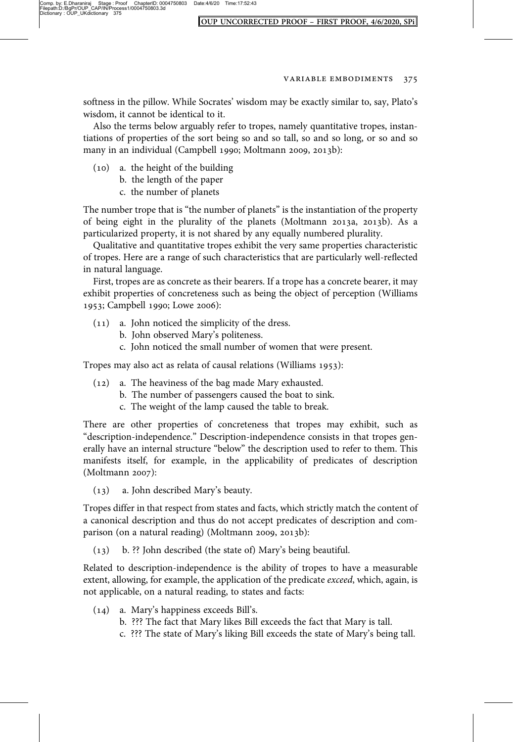softness in the pillow. While Socrates' wisdom may be exactly similar to, say, Plato's wisdom, it cannot be identical to it.

Also the terms below arguably refer to tropes, namely quantitative tropes, instantiations of properties of the sort being so and so tall, so and so long, or so and so many in an individual (Campbell 1990; Moltmann 2009, 2013b):

(10) a. the height of the building
  b. the length of the paper
  c. the number of planets

The number trope that is "the number of planets" is the instantiation of the property of being eight in the plurality of the planets (Moltmann 2013a, 2013b). As a particularized property, it is not shared by any equally numbered plurality.

Qualitative and quantitative tropes exhibit the very same properties characteristic of tropes. Here are a range of such characteristics that are particularly well-reflected in natural language.

First, tropes are as concrete as their bearers. If a trope has a concrete bearer, it may exhibit properties of concreteness such as being the object of perception (Williams 1953; Campbell 1990; Lowe 2006):

(11) a. John noticed the simplicity of the dress.
  b. John observed Mary's politeness.
  c. John noticed the small number of women that were present.

Tropes may also act as relata of causal relations (Williams 1953):

(12) a. The heaviness of the bag made Mary exhausted.
  b. The number of passengers caused the boat to sink.
  c. The weight of the lamp caused the table to break.

There are other properties of concreteness that tropes may exhibit, such as "description-independence." Description-independence consists in that tropes generally have an internal structure "below" the description used to refer to them. This manifests itself, for example, in the applicability of predicates of description (Moltmann 2007):

(13) a. John described Mary's beauty.

Tropes differ in that respect from states and facts, which strictly match the content of a canonical description and thus do not accept predicates of description and comparison (on a natural reading) (Moltmann 2009, 2013b):

(13) b. ?? John described (the state of) Mary's being beautiful.

Related to description-independence is the ability of tropes to have a measurable extent, allowing, for example, the application of the predicate *exceed*, which, again, is not applicable, on a natural reading, to states and facts:

(14) a. Mary's happiness exceeds Bill's.
  b. ??? The fact that Mary likes Bill exceeds the fact that Mary is tall.
  c. ??? The state of Mary's liking Bill exceeds the state of Mary's being tall.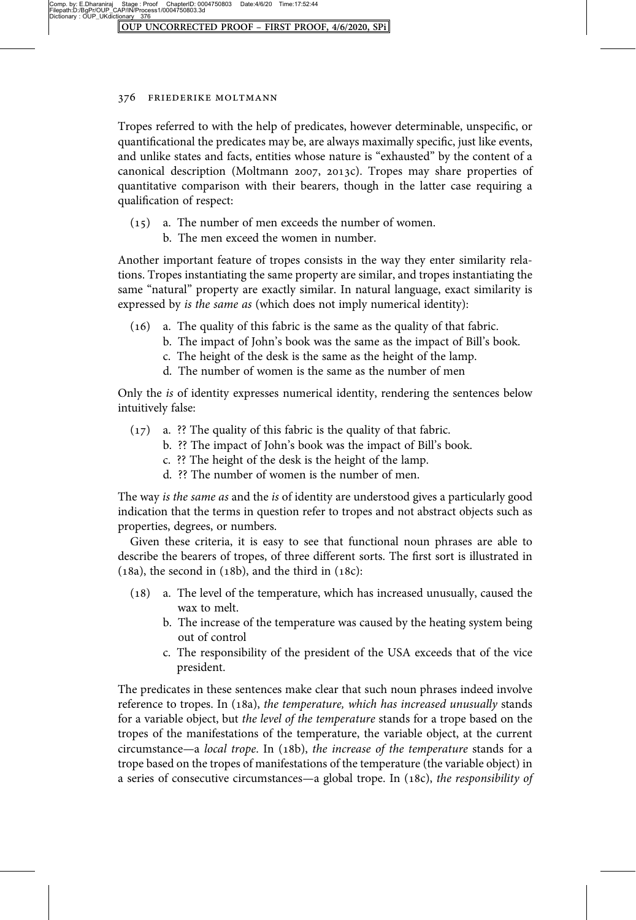Tropes referred to with the help of predicates, however determinable, unspecific, or quantificational the predicates may be, are always maximally specific, just like events, and unlike states and facts, entities whose nature is "exhausted" by the content of a canonical description (Moltmann 2007, 2013c). Tropes may share properties of quantitative comparison with their bearers, though in the latter case requiring a qualification of respect:

(15) a. The number of men exceeds the number of women.
 b. The men exceed the women in number.

Another important feature of tropes consists in the way they enter similarity relations. Tropes instantiating the same property are similar, and tropes instantiating the same "natural" property are exactly similar. In natural language, exact similarity is expressed by *is the same as* (which does not imply numerical identity):

(16) a. The quality of this fabric is the same as the quality of that fabric.
 b. The impact of John's book was the same as the impact of Bill's book.
 c. The height of the desk is the same as the height of the lamp.
 d. The number of women is the same as the number of men

Only the *is* of identity expresses numerical identity, rendering the sentences below intuitively false:

(17) a. ?? The quality of this fabric is the quality of that fabric.
 b. ?? The impact of John's book was the impact of Bill's book.
 c. ?? The height of the desk is the height of the lamp.
 d. ?? The number of women is the number of men.

The way *is the same as* and the *is* of identity are understood gives a particularly good indication that the terms in question refer to tropes and not abstract objects such as properties, degrees, or numbers.

Given these criteria, it is easy to see that functional noun phrases are able to describe the bearers of tropes, of three different sorts. The first sort is illustrated in (18a), the second in (18b), and the third in (18c):

(18) a. The level of the temperature, which has increased unusually, caused the wax to melt.
 b. The increase of the temperature was caused by the heating system being out of control
 c. The responsibility of the president of the USA exceeds that of the vice president.

The predicates in these sentences make clear that such noun phrases indeed involve reference to tropes. In (18a), *the temperature, which has increased unusually* stands for a variable object, but *the level of the temperature* stands for a trope based on the tropes of the manifestations of the temperature, the variable object, at the current circumstance—a *local trope*. In (18b), *the increase of the temperature* stands for a trope based on the tropes of manifestations of the temperature (the variable object) in a series of consecutive circumstances—a global trope. In (18c), *the responsibility of*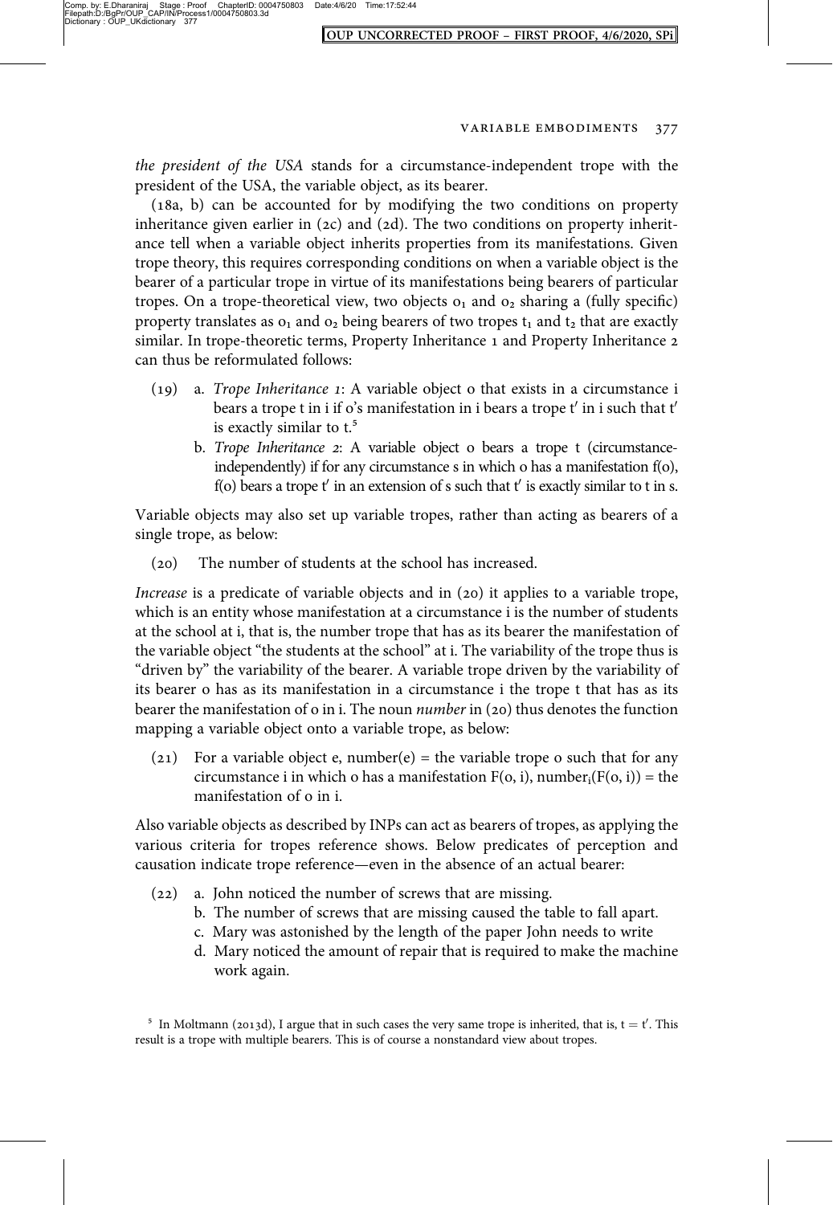*the president of the USA* stands for a circumstance-independent trope with the president of the USA, the variable object, as its bearer.

(18a, b) can be accounted for by modifying the two conditions on property inheritance given earlier in (2c) and (2d). The two conditions on property inheritance tell when a variable object inherits properties from its manifestations. Given trope theory, this requires corresponding conditions on when a variable object is the bearer of a particular trope in virtue of its manifestations being bearers of particular tropes. On a trope-theoretical view, two objects $o_1$ and $o_2$ sharing a (fully specific) property translates as $o_1$ and $o_2$ being bearers of two tropes $t_1$ and $t_2$ that are exactly similar. In trope-theoretic terms, Property Inheritance 1 and Property Inheritance 2 can thus be reformulated follows:

(19) a. *Trope Inheritance 1*: A variable object o that exists in a circumstance i bears a trope t in i if o's manifestation in i bears a trope t′ in i such that t′ is exactly similar to t.[5]

b. *Trope Inheritance 2*: A variable object o bears a trope t (circumstance-independently) if for any circumstance s in which o has a manifestation f(o), f(o) bears a trope t′ in an extension of s such that t′ is exactly similar to t in s.

Variable objects may also set up variable tropes, rather than acting as bearers of a single trope, as below:

(20) The number of students at the school has increased.

*Increase* is a predicate of variable objects and in (20) it applies to a variable trope, which is an entity whose manifestation at a circumstance i is the number of students at the school at i, that is, the number trope that has as its bearer the manifestation of the variable object "the students at the school" at i. The variability of the trope thus is "driven by" the variability of the bearer. A variable trope driven by the variability of its bearer o has as its manifestation in a circumstance i the trope t that has as its bearer the manifestation of o in i. The noun *number* in (20) thus denotes the function mapping a variable object onto a variable trope, as below:

(21) For a variable object e, number(e) = the variable trope o such that for any circumstance i in which o has a manifestation F(o, i), $\text{number}_i(F(o, i))$ = the manifestation of o in i.

Also variable objects as described by INPs can act as bearers of tropes, as applying the various criteria for tropes reference shows. Below predicates of perception and causation indicate trope reference—even in the absence of an actual bearer:

(22) a. John noticed the number of screws that are missing.

b. The number of screws that are missing caused the table to fall apart.

c. Mary was astonished by the length of the paper John needs to write

d. Mary noticed the amount of repair that is required to make the machine work again.

[5] In Moltmann (2013d), I argue that in such cases the very same trope is inherited, that is, t = t′. This result is a trope with multiple bearers. This is of course a nonstandard view about tropes.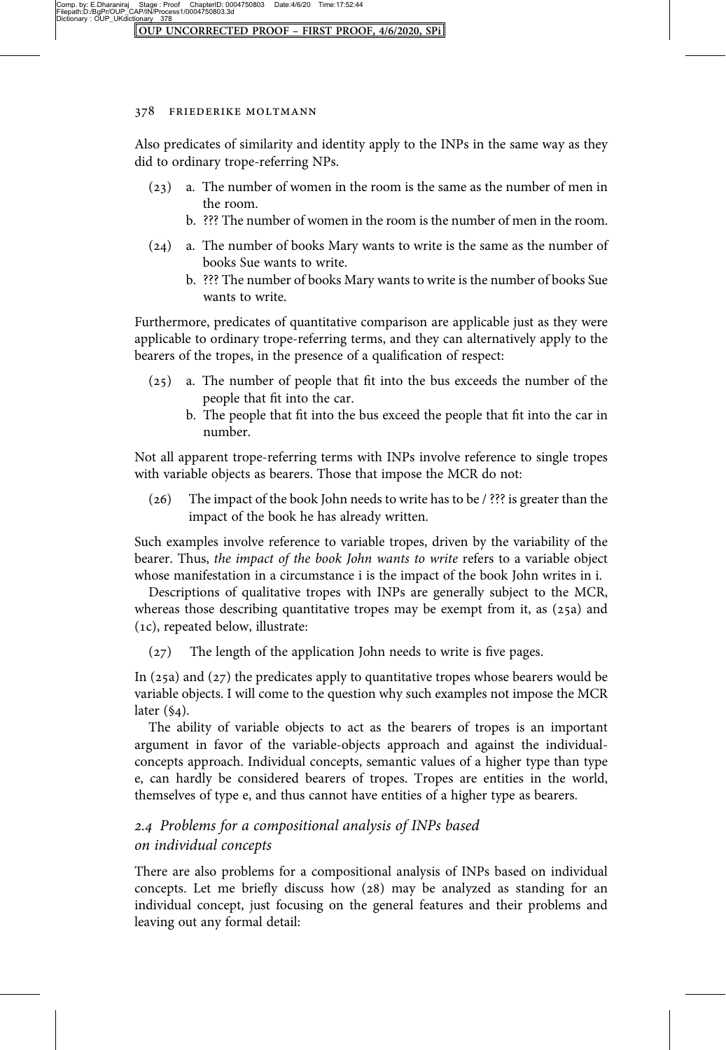Also predicates of similarity and identity apply to the INPs in the same way as they did to ordinary trope-referring NPs.

(23) a. The number of women in the room is the same as the number of men in the room.
b. ??? The number of women in the room is the number of men in the room.

(24) a. The number of books Mary wants to write is the same as the number of books Sue wants to write.
b. ??? The number of books Mary wants to write is the number of books Sue wants to write.

Furthermore, predicates of quantitative comparison are applicable just as they were applicable to ordinary trope-referring terms, and they can alternatively apply to the bearers of the tropes, in the presence of a qualification of respect:

(25) a. The number of people that fit into the bus exceeds the number of the people that fit into the car.
b. The people that fit into the bus exceed the people that fit into the car in number.

Not all apparent trope-referring terms with INPs involve reference to single tropes with variable objects as bearers. Those that impose the MCR do not:

(26) The impact of the book John needs to write has to be / ??? is greater than the impact of the book he has already written.

Such examples involve reference to variable tropes, driven by the variability of the bearer. Thus, *the impact of the book John wants to write* refers to a variable object whose manifestation in a circumstance i is the impact of the book John writes in i.

Descriptions of qualitative tropes with INPs are generally subject to the MCR, whereas those describing quantitative tropes may be exempt from it, as (25a) and (1c), repeated below, illustrate:

(27) The length of the application John needs to write is five pages.

In (25a) and (27) the predicates apply to quantitative tropes whose bearers would be variable objects. I will come to the question why such examples not impose the MCR later (§4).

The ability of variable objects to act as the bearers of tropes is an important argument in favor of the variable-objects approach and against the individual-concepts approach. Individual concepts, semantic values of a higher type than type e, can hardly be considered bearers of tropes. Tropes are entities in the world, themselves of type e, and thus cannot have entities of a higher type as bearers.

### *2.4 Problems for a compositional analysis of INPs based on individual concepts*

There are also problems for a compositional analysis of INPs based on individual concepts. Let me briefly discuss how (28) may be analyzed as standing for an individual concept, just focusing on the general features and their problems and leaving out any formal detail: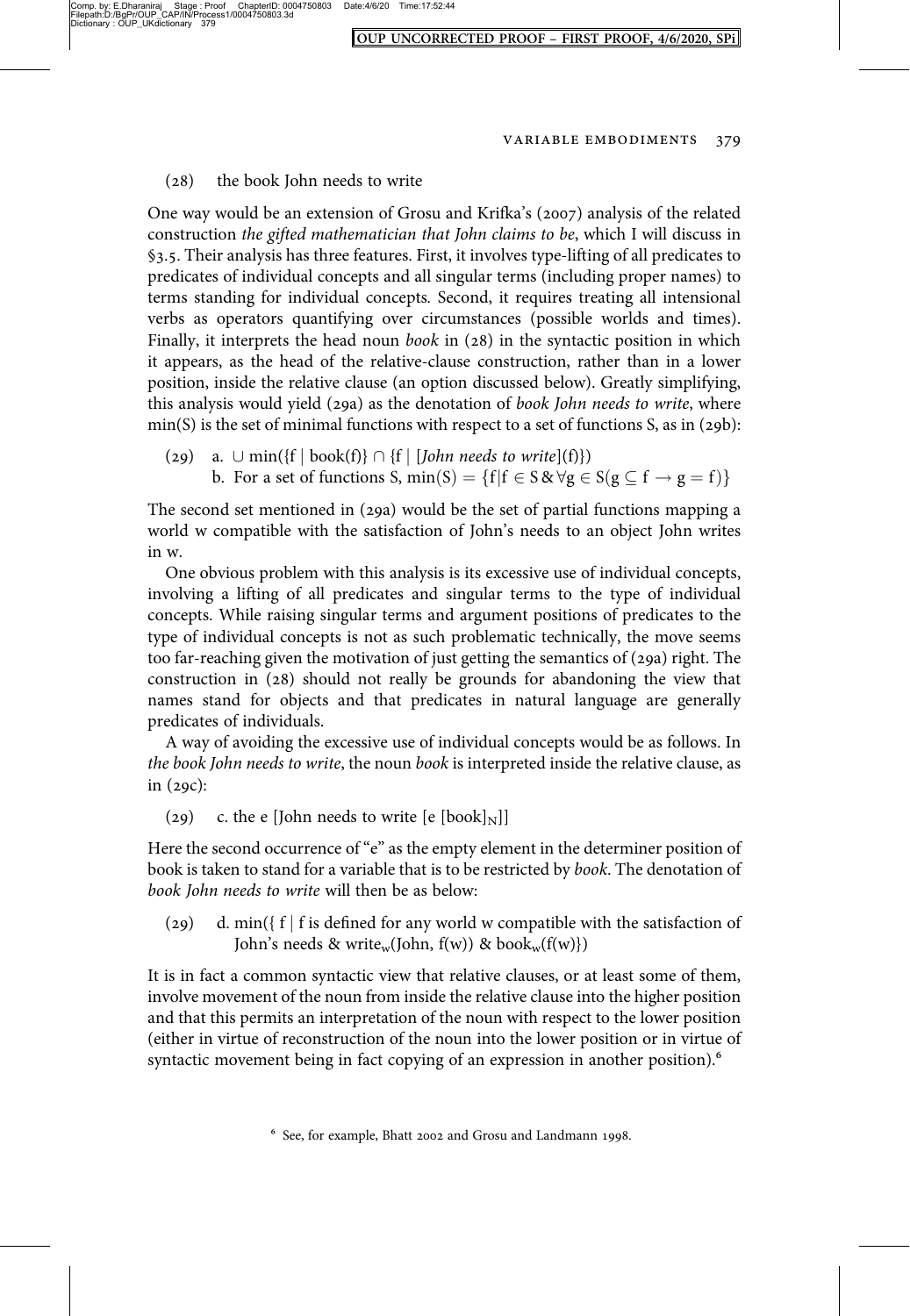(28) the book John needs to write

One way would be an extension of Grosu and Krifka's (2007) analysis of the related construction *the gifted mathematician that John claims to be*, which I will discuss in §3.5. Their analysis has three features. First, it involves type-lifting of all predicates to predicates of individual concepts and all singular terms (including proper names) to terms standing for individual concepts. Second, it requires treating all intensional verbs as operators quantifying over circumstances (possible worlds and times). Finally, it interprets the head noun *book* in (28) in the syntactic position in which it appears, as the head of the relative-clause construction, rather than in a lower position, inside the relative clause (an option discussed below). Greatly simplifying, this analysis would yield (29a) as the denotation of *book John needs to write*, where min(S) is the set of minimal functions with respect to a set of functions S, as in (29b):

(29) a. $\cup \min(\{f \mid \text{book}(f)\} \cap \{f \mid [\textit{John needs to write}](f)\})$
b. For a set of functions S, $\min(S) = \{f \mid f \in S \,\&\, \forall g \in S(g \subseteq f \rightarrow g = f)\}$

The second set mentioned in (29a) would be the set of partial functions mapping a world w compatible with the satisfaction of John's needs to an object John writes in w.

One obvious problem with this analysis is its excessive use of individual concepts, involving a lifting of all predicates and singular terms to the type of individual concepts. While raising singular terms and argument positions of predicates to the type of individual concepts is not as such problematic technically, the move seems too far-reaching given the motivation of just getting the semantics of (29a) right. The construction in (28) should not really be grounds for abandoning the view that names stand for objects and that predicates in natural language are generally predicates of individuals.

A way of avoiding the excessive use of individual concepts would be as follows. In *the book John needs to write*, the noun *book* is interpreted inside the relative clause, as in (29c):

(29) c. the e [John needs to write [e $[\text{book}]_N$]]

Here the second occurrence of "e" as the empty element in the determiner position of book is taken to stand for a variable that is to be restricted by *book*. The denotation of *book John needs to write* will then be as below:

(29) d. $\min(\{f \mid f$ is defined for any world w compatible with the satisfaction of John's needs & $\text{write}_w(\text{John}, f(w))$ & $\text{book}_w(f(w))\})$

It is in fact a common syntactic view that relative clauses, or at least some of them, involve movement of the noun from inside the relative clause into the higher position and that this permits an interpretation of the noun with respect to the lower position (either in virtue of reconstruction of the noun into the lower position or in virtue of syntactic movement being in fact copying of an expression in another position).[6]

[6] See, for example, Bhatt 2002 and Grosu and Landmann 1998.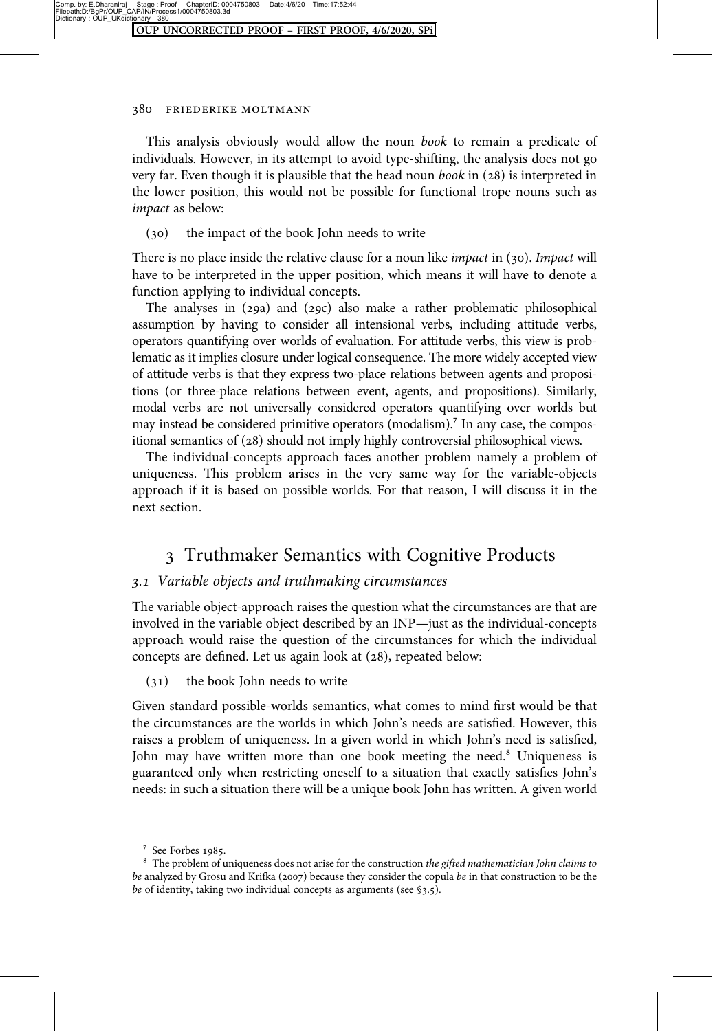This analysis obviously would allow the noun *book* to remain a predicate of individuals. However, in its attempt to avoid type-shifting, the analysis does not go very far. Even though it is plausible that the head noun *book* in (28) is interpreted in the lower position, this would not be possible for functional trope nouns such as *impact* as below:

(30) the impact of the book John needs to write

There is no place inside the relative clause for a noun like *impact* in (30). *Impact* will have to be interpreted in the upper position, which means it will have to denote a function applying to individual concepts.

The analyses in (29a) and (29c) also make a rather problematic philosophical assumption by having to consider all intensional verbs, including attitude verbs, operators quantifying over worlds of evaluation. For attitude verbs, this view is problematic as it implies closure under logical consequence. The more widely accepted view of attitude verbs is that they express two-place relations between agents and propositions (or three-place relations between event, agents, and propositions). Similarly, modal verbs are not universally considered operators quantifying over worlds but may instead be considered primitive operators (modalism).[7] In any case, the compositional semantics of (28) should not imply highly controversial philosophical views.

The individual-concepts approach faces another problem namely a problem of uniqueness. This problem arises in the very same way for the variable-objects approach if it is based on possible worlds. For that reason, I will discuss it in the next section.

## 3 Truthmaker Semantics with Cognitive Products

### 3.1 Variable objects and truthmaking circumstances

The variable object-approach raises the question what the circumstances are that are involved in the variable object described by an INP—just as the individual-concepts approach would raise the question of the circumstances for which the individual concepts are defined. Let us again look at (28), repeated below:

(31) the book John needs to write

Given standard possible-worlds semantics, what comes to mind first would be that the circumstances are the worlds in which John's needs are satisfied. However, this raises a problem of uniqueness. In a given world in which John's need is satisfied, John may have written more than one book meeting the need.[8] Uniqueness is guaranteed only when restricting oneself to a situation that exactly satisfies John's needs: in such a situation there will be a unique book John has written. A given world

---

[7] See Forbes 1985.

[8] The problem of uniqueness does not arise for the construction *the gifted mathematician John claims to be* analyzed by Grosu and Krifka (2007) because they consider the copula *be* in that construction to be the *be* of identity, taking two individual concepts as arguments (see §3.5).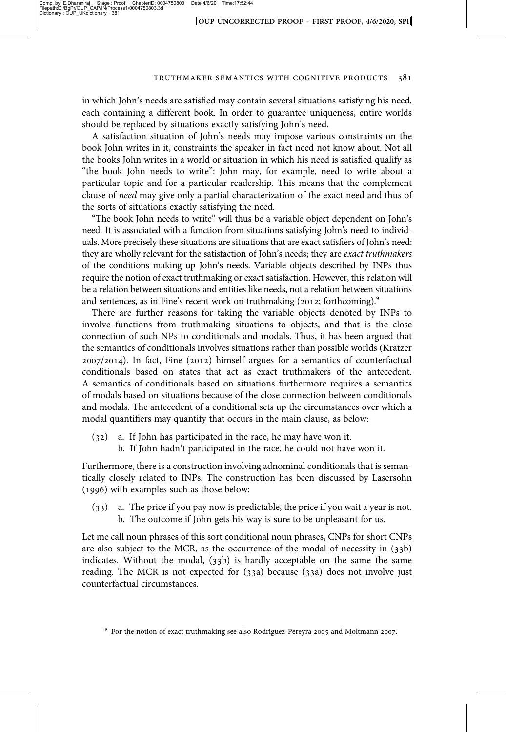in which John's needs are satisfied may contain several situations satisfying his need, each containing a different book. In order to guarantee uniqueness, entire worlds should be replaced by situations exactly satisfying John's need.

A satisfaction situation of John's needs may impose various constraints on the book John writes in it, constraints the speaker in fact need not know about. Not all the books John writes in a world or situation in which his need is satisfied qualify as "the book John needs to write": John may, for example, need to write about a particular topic and for a particular readership. This means that the complement clause of *need* may give only a partial characterization of the exact need and thus of the sorts of situations exactly satisfying the need.

"The book John needs to write" will thus be a variable object dependent on John's need. It is associated with a function from situations satisfying John's need to individuals. More precisely these situations are situations that are exact satisfiers of John's need: they are wholly relevant for the satisfaction of John's needs; they are *exact truthmakers* of the conditions making up John's needs. Variable objects described by INPs thus require the notion of exact truthmaking or exact satisfaction. However, this relation will be a relation between situations and entities like needs, not a relation between situations and sentences, as in Fine's recent work on truthmaking (2012; forthcoming).[9]

There are further reasons for taking the variable objects denoted by INPs to involve functions from truthmaking situations to objects, and that is the close connection of such NPs to conditionals and modals. Thus, it has been argued that the semantics of conditionals involves situations rather than possible worlds (Kratzer 2007/2014). In fact, Fine (2012) himself argues for a semantics of counterfactual conditionals based on states that act as exact truthmakers of the antecedent. A semantics of conditionals based on situations furthermore requires a semantics of modals based on situations because of the close connection between conditionals and modals. The antecedent of a conditional sets up the circumstances over which a modal quantifiers may quantify that occurs in the main clause, as below:

(32) a. If John has participated in the race, he may have won it.
     b. If John hadn't participated in the race, he could not have won it.

Furthermore, there is a construction involving adnominal conditionals that is semantically closely related to INPs. The construction has been discussed by Lasersohn (1996) with examples such as those below:

(33) a. The price if you pay now is predictable, the price if you wait a year is not.
     b. The outcome if John gets his way is sure to be unpleasant for us.

Let me call noun phrases of this sort conditional noun phrases, CNPs for short CNPs are also subject to the MCR, as the occurrence of the modal of necessity in (33b) indicates. Without the modal, (33b) is hardly acceptable on the same the same reading. The MCR is not expected for (33a) because (33a) does not involve just counterfactual circumstances.

[9] For the notion of exact truthmaking see also Rodriguez-Pereyra 2005 and Moltmann 2007.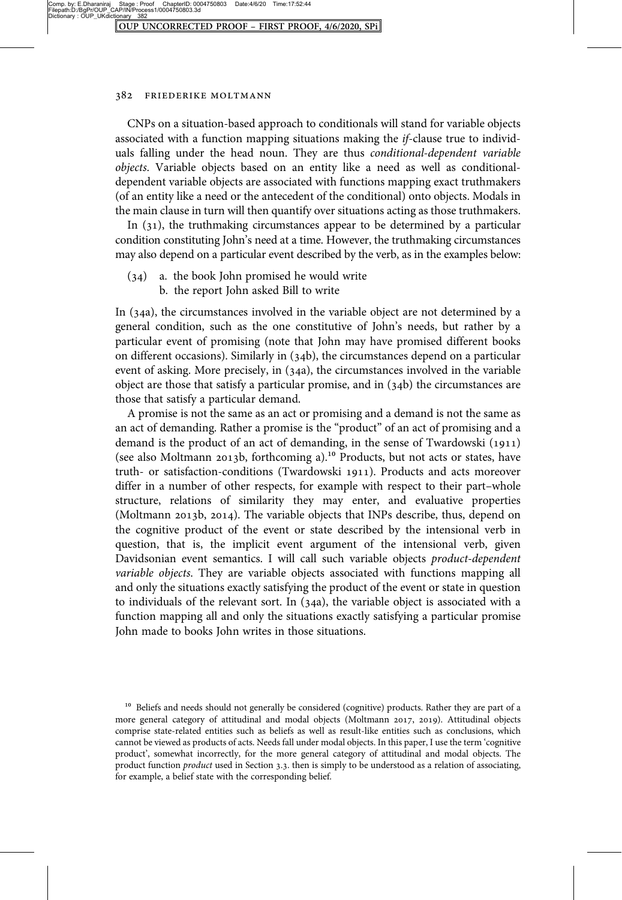CNPs on a situation-based approach to conditionals will stand for variable objects associated with a function mapping situations making the *if*-clause true to individuals falling under the head noun. They are thus *conditional-dependent variable objects*. Variable objects based on an entity like a need as well as conditional-dependent variable objects are associated with functions mapping exact truthmakers (of an entity like a need or the antecedent of the conditional) onto objects. Modals in the main clause in turn will then quantify over situations acting as those truthmakers.

In (31), the truthmaking circumstances appear to be determined by a particular condition constituting John's need at a time. However, the truthmaking circumstances may also depend on a particular event described by the verb, as in the examples below:

(34) a. the book John promised he would write
b. the report John asked Bill to write

In (34a), the circumstances involved in the variable object are not determined by a general condition, such as the one constitutive of John's needs, but rather by a particular event of promising (note that John may have promised different books on different occasions). Similarly in (34b), the circumstances depend on a particular event of asking. More precisely, in (34a), the circumstances involved in the variable object are those that satisfy a particular promise, and in (34b) the circumstances are those that satisfy a particular demand.

A promise is not the same as an act or promising and a demand is not the same as an act of demanding. Rather a promise is the "product" of an act of promising and a demand is the product of an act of demanding, in the sense of Twardowski (1911) (see also Moltmann 2013b, forthcoming a).[10] Products, but not acts or states, have truth- or satisfaction-conditions (Twardowski 1911). Products and acts moreover differ in a number of other respects, for example with respect to their part–whole structure, relations of similarity they may enter, and evaluative properties (Moltmann 2013b, 2014). The variable objects that INPs describe, thus, depend on the cognitive product of the event or state described by the intensional verb in question, that is, the implicit event argument of the intensional verb, given Davidsonian event semantics. I will call such variable objects *product-dependent variable objects*. They are variable objects associated with functions mapping all and only the situations exactly satisfying the product of the event or state in question to individuals of the relevant sort. In (34a), the variable object is associated with a function mapping all and only the situations exactly satisfying a particular promise John made to books John writes in those situations.

[10] Beliefs and needs should not generally be considered (cognitive) products. Rather they are part of a more general category of attitudinal and modal objects (Moltmann 2017, 2019). Attitudinal objects comprise state-related entities such as beliefs as well as result-like entities such as conclusions, which cannot be viewed as products of acts. Needs fall under modal objects. In this paper, I use the term 'cognitive product', somewhat incorrectly, for the more general category of attitudinal and modal objects. The product function *product* used in Section 3.3. then is simply to be understood as a relation of associating, for example, a belief state with the corresponding belief.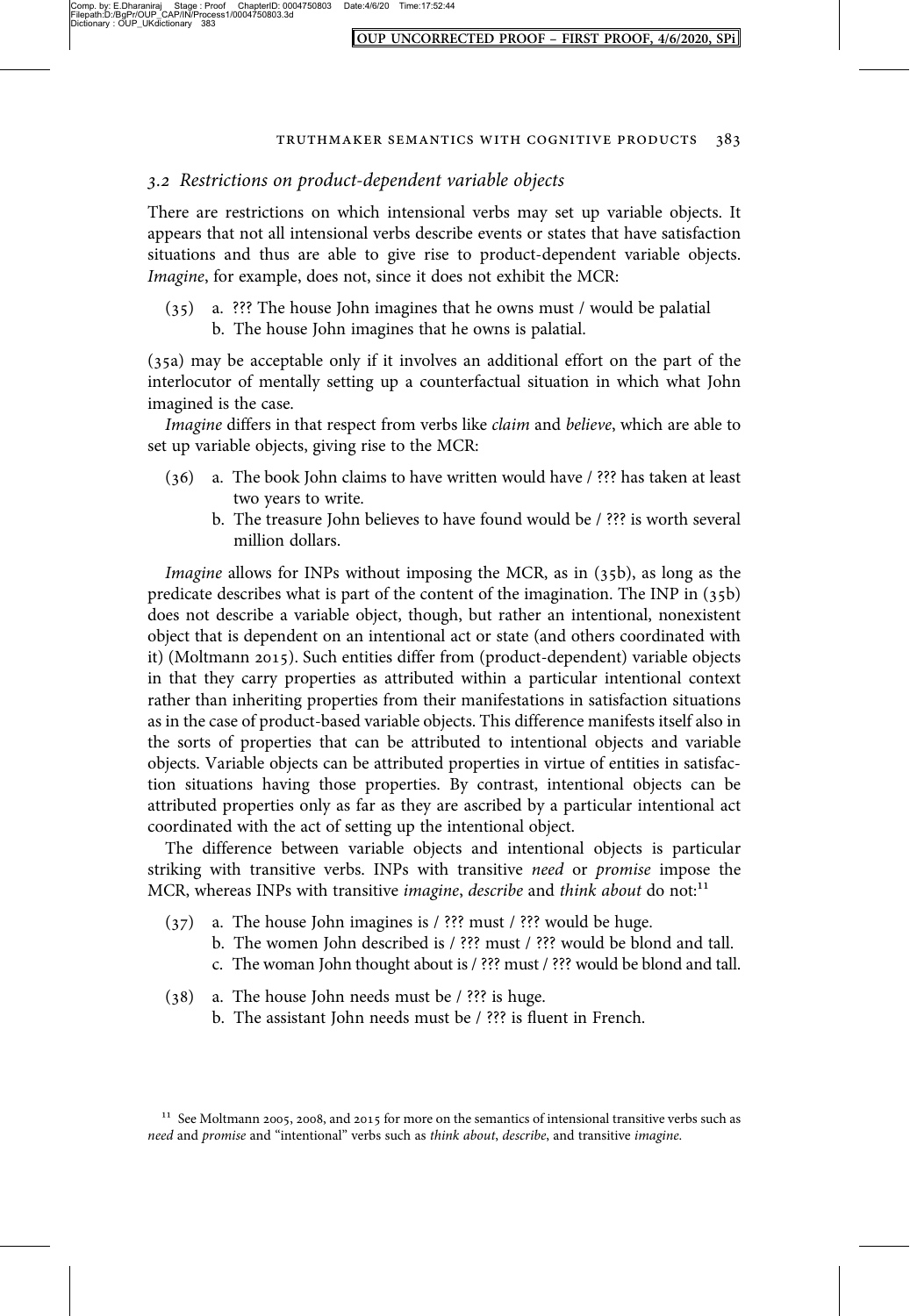### 3.2 *Restrictions on product-dependent variable objects*

There are restrictions on which intensional verbs may set up variable objects. It appears that not all intensional verbs describe events or states that have satisfaction situations and thus are able to give rise to product-dependent variable objects. *Imagine*, for example, does not, since it does not exhibit the MCR:

(35) a. ??? The house John imagines that he owns must / would be palatial
  b. The house John imagines that he owns is palatial.

(35a) may be acceptable only if it involves an additional effort on the part of the interlocutor of mentally setting up a counterfactual situation in which what John imagined is the case.

*Imagine* differs in that respect from verbs like *claim* and *believe*, which are able to set up variable objects, giving rise to the MCR:

(36) a. The book John claims to have written would have / ??? has taken at least two years to write.
  b. The treasure John believes to have found would be / ??? is worth several million dollars.

*Imagine* allows for INPs without imposing the MCR, as in (35b), as long as the predicate describes what is part of the content of the imagination. The INP in (35b) does not describe a variable object, though, but rather an intentional, nonexistent object that is dependent on an intentional act or state (and others coordinated with it) (Moltmann 2015). Such entities differ from (product-dependent) variable objects in that they carry properties as attributed within a particular intentional context rather than inheriting properties from their manifestations in satisfaction situations as in the case of product-based variable objects. This difference manifests itself also in the sorts of properties that can be attributed to intentional objects and variable objects. Variable objects can be attributed properties in virtue of entities in satisfaction situations having those properties. By contrast, intentional objects can be attributed properties only as far as they are ascribed by a particular intentional act coordinated with the act of setting up the intentional object.

The difference between variable objects and intentional objects is particular striking with transitive verbs. INPs with transitive *need* or *promise* impose the MCR, whereas INPs with transitive *imagine*, *describe* and *think about* do not:[11]

(37) a. The house John imagines is / ??? must / ??? would be huge.
  b. The women John described is / ??? must / ??? would be blond and tall.
  c. The woman John thought about is / ??? must / ??? would be blond and tall.

(38) a. The house John needs must be / ??? is huge.
  b. The assistant John needs must be / ??? is fluent in French.

[11] See Moltmann 2005, 2008, and 2015 for more on the semantics of intensional transitive verbs such as *need* and *promise* and "intentional" verbs such as *think about*, *describe*, and transitive *imagine*.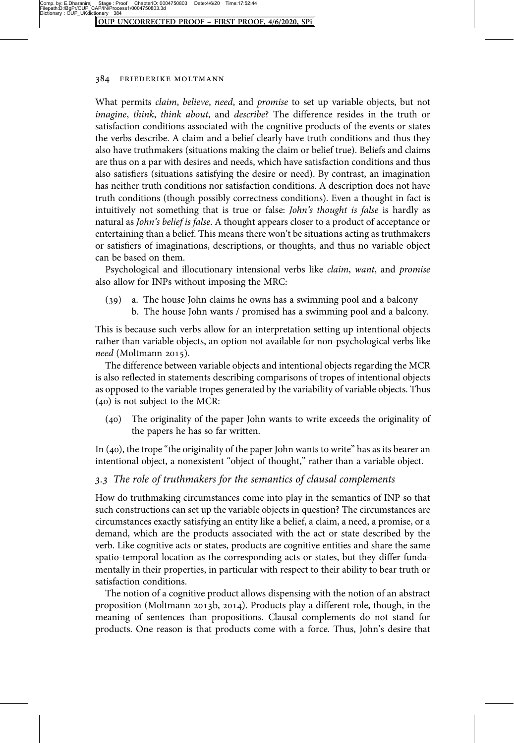What permits *claim*, *believe*, *need*, and *promise* to set up variable objects, but not *imagine*, *think*, *think about*, and *describe*? The difference resides in the truth or satisfaction conditions associated with the cognitive products of the events or states the verbs describe. A claim and a belief clearly have truth conditions and thus they also have truthmakers (situations making the claim or belief true). Beliefs and claims are thus on a par with desires and needs, which have satisfaction conditions and thus also satisfiers (situations satisfying the desire or need). By contrast, an imagination has neither truth conditions nor satisfaction conditions. A description does not have truth conditions (though possibly correctness conditions). Even a thought in fact is intuitively not something that is true or false: *John's thought is false* is hardly as natural as *John's belief is false*. A thought appears closer to a product of acceptance or entertaining than a belief. This means there won't be situations acting as truthmakers or satisfiers of imaginations, descriptions, or thoughts, and thus no variable object can be based on them.

Psychological and illocutionary intensional verbs like *claim*, *want*, and *promise* also allow for INPs without imposing the MRC:

(39) a. The house John claims he owns has a swimming pool and a balcony
b. The house John wants / promised has a swimming pool and a balcony.

This is because such verbs allow for an interpretation setting up intentional objects rather than variable objects, an option not available for non-psychological verbs like *need* (Moltmann 2015).

The difference between variable objects and intentional objects regarding the MCR is also reflected in statements describing comparisons of tropes of intentional objects as opposed to the variable tropes generated by the variability of variable objects. Thus (40) is not subject to the MCR:

(40) The originality of the paper John wants to write exceeds the originality of the papers he has so far written.

In (40), the trope "the originality of the paper John wants to write" has as its bearer an intentional object, a nonexistent "object of thought," rather than a variable object.

### *3.3 The role of truthmakers for the semantics of clausal complements*

How do truthmaking circumstances come into play in the semantics of INP so that such constructions can set up the variable objects in question? The circumstances are circumstances exactly satisfying an entity like a belief, a claim, a need, a promise, or a demand, which are the products associated with the act or state described by the verb. Like cognitive acts or states, products are cognitive entities and share the same spatio-temporal location as the corresponding acts or states, but they differ fundamentally in their properties, in particular with respect to their ability to bear truth or satisfaction conditions.

The notion of a cognitive product allows dispensing with the notion of an abstract proposition (Moltmann 2013b, 2014). Products play a different role, though, in the meaning of sentences than propositions. Clausal complements do not stand for products. One reason is that products come with a force. Thus, John's desire that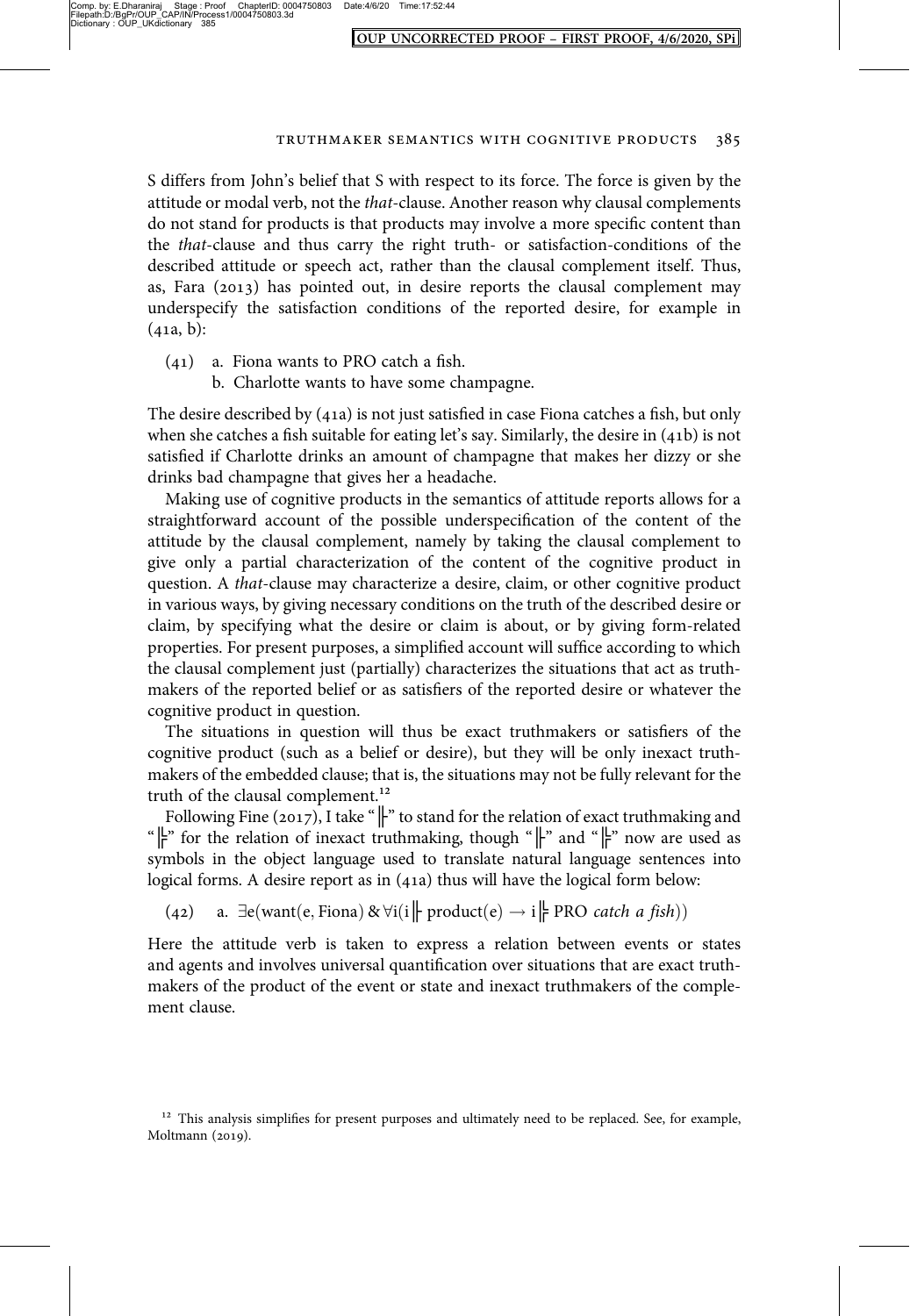S differs from John's belief that S with respect to its force. The force is given by the attitude or modal verb, not the *that*-clause. Another reason why clausal complements do not stand for products is that products may involve a more specific content than the *that*-clause and thus carry the right truth- or satisfaction-conditions of the described attitude or speech act, rather than the clausal complement itself. Thus, as, Fara (2013) has pointed out, in desire reports the clausal complement may underspecify the satisfaction conditions of the reported desire, for example in (41a, b):

(41) a. Fiona wants to PRO catch a fish.
 b. Charlotte wants to have some champagne.

The desire described by (41a) is not just satisfied in case Fiona catches a fish, but only when she catches a fish suitable for eating let's say. Similarly, the desire in (41b) is not satisfied if Charlotte drinks an amount of champagne that makes her dizzy or she drinks bad champagne that gives her a headache.

Making use of cognitive products in the semantics of attitude reports allows for a straightforward account of the possible underspecification of the content of the attitude by the clausal complement, namely by taking the clausal complement to give only a partial characterization of the content of the cognitive product in question. A *that*-clause may characterize a desire, claim, or other cognitive product in various ways, by giving necessary conditions on the truth of the described desire or claim, by specifying what the desire or claim is about, or by giving form-related properties. For present purposes, a simplified account will suffice according to which the clausal complement just (partially) characterizes the situations that act as truthmakers of the reported belief or as satisfiers of the reported desire or whatever the cognitive product in question.

The situations in question will thus be exact truthmakers or satisfiers of the cognitive product (such as a belief or desire), but they will be only inexact truthmakers of the embedded clause; that is, the situations may not be fully relevant for the truth of the clausal complement.[12]

Following Fine (2017), I take "$\Vdash$" to stand for the relation of exact truthmaking and "$\models$" for the relation of inexact truthmaking, though "$\Vdash$" and "$\models$" now are used as symbols in the object language used to translate natural language sentences into logical forms. A desire report as in (41a) thus will have the logical form below:

(42) a. $\exists e(\text{want}(e, \text{Fiona})\ \&\ \forall i(i \Vdash \text{product}(e) \rightarrow i \models \text{PRO}\ \textit{catch a fish}))$

Here the attitude verb is taken to express a relation between events or states and agents and involves universal quantification over situations that are exact truthmakers of the product of the event or state and inexact truthmakers of the complement clause.

[12] This analysis simplifies for present purposes and ultimately need to be replaced. See, for example, Moltmann (2019).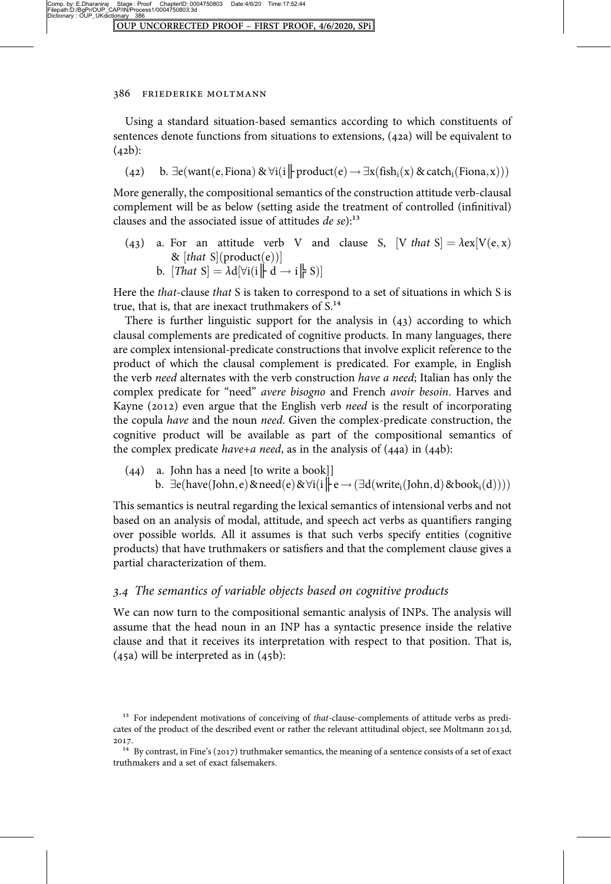Using a standard situation-based semantics according to which constituents of sentences denote functions from situations to extensions, (42a) will be equivalent to (42b):

(42) b. $\exists e(\text{want}(e, \text{Fiona}) \,\&\, \forall i(i \Vdash \text{product}(e) \rightarrow \exists x(\text{fish}_i(x) \,\&\, \text{catch}_i(\text{Fiona}, x)))$

More generally, the compositional semantics of the construction attitude verb-clausal complement will be as below (setting aside the treatment of controlled (infinitival) clauses and the associated issue of attitudes *de se*):[13]

(43) a. For an attitude verb V and clause S, $[\text{V } \textit{that} \text{ S}] = \lambda ex[V(e, x) \,\&\, [\textit{that} \text{ S}](\text{product}(e))]$
b. $[\textit{That} \text{ S}] = \lambda d[\forall i(i \Vdash d \rightarrow i \Vdash \text{S})]$

Here the *that*-clause *that* S is taken to correspond to a set of situations in which S is true, that is, that are inexact truthmakers of S.[14]

There is further linguistic support for the analysis in (43) according to which clausal complements are predicated of cognitive products. In many languages, there are complex intensional-predicate constructions that involve explicit reference to the product of which the clausal complement is predicated. For example, in English the verb *need* alternates with the verb construction *have a need*; Italian has only the complex predicate for "need" *avere bisogno* and French *avoir besoin*. Harves and Kayne (2012) even argue that the English verb *need* is the result of incorporating the copula *have* and the noun *need*. Given the complex-predicate construction, the cognitive product will be available as part of the compositional semantics of the complex predicate *have+a need*, as in the analysis of (44a) in (44b):

(44) a. John has a need [to write a book]]
b. $\exists e(\text{have}(\text{John}, e) \,\&\, \text{need}(e) \,\&\, \forall i(i \Vdash e \rightarrow (\exists d(\text{write}_i(\text{John}, d) \,\&\, \text{book}_i(d))))$

This semantics is neutral regarding the lexical semantics of intensional verbs and not based on an analysis of modal, attitude, and speech act verbs as quantifiers ranging over possible worlds. All it assumes is that such verbs specify entities (cognitive products) that have truthmakers or satisfiers and that the complement clause gives a partial characterization of them.

### *3.4 The semantics of variable objects based on cognitive products*

We can now turn to the compositional semantic analysis of INPs. The analysis will assume that the head noun in an INP has a syntactic presence inside the relative clause and that it receives its interpretation with respect to that position. That is, (45a) will be interpreted as in (45b):

---

[13] For independent motivations of conceiving of *that*-clause-complements of attitude verbs as predicates of the product of the described event or rather the relevant attitudinal object, see Moltmann 2013d, 2017.

[14] By contrast, in Fine's (2017) truthmaker semantics, the meaning of a sentence consists of a set of exact truthmakers and a set of exact falsemakers.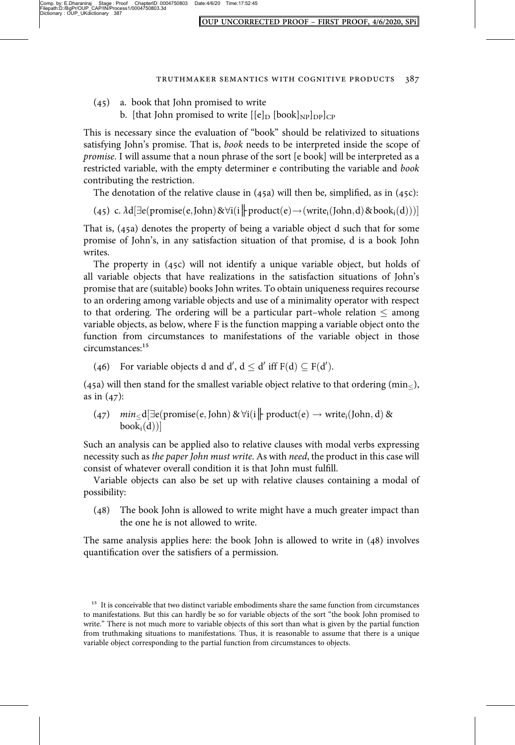(45) a. book that John promised to write

b. [that John promised to write $[[e]_D\ [book]_{NP}]_{DP}]_{CP}$

This is necessary since the evaluation of "book" should be relativized to situations satisfying John's promise. That is, *book* needs to be interpreted inside the scope of *promise*. I will assume that a noun phrase of the sort [e book] will be interpreted as a restricted variable, with the empty determiner e contributing the variable and *book* contributing the restriction.

The denotation of the relative clause in (45a) will then be, simplified, as in (45c):

(45) c. $\lambda d[\exists e(\text{promise}(e, \text{John})\ \&\ \forall i(i \Vdash \text{product}(e) \rightarrow (\text{write}_i(\text{John}, d)\ \&\ \text{book}_i(d)))]$

That is, (45a) denotes the property of being a variable object d such that for some promise of John's, in any satisfaction situation of that promise, d is a book John writes.

The property in (45c) will not identify a unique variable object, but holds of all variable objects that have realizations in the satisfaction situations of John's promise that are (suitable) books John writes. To obtain uniqueness requires recourse to an ordering among variable objects and use of a minimality operator with respect to that ordering. The ordering will be a particular part–whole relation $\leq$ among variable objects, as below, where F is the function mapping a variable object onto the function from circumstances to manifestations of the variable object in those circumstances:[15]

(46) For variable objects d and d′, $d \leq d'$ iff $F(d) \subseteq F(d')$.

(45a) will then stand for the smallest variable object relative to that ordering ($\min_{\leq}$), as in (47):

(47) $\min_{\leq} d[\exists e(\text{promise}(e, \text{John})\ \&\ \forall i(i \Vdash \text{product}(e) \rightarrow \text{write}_i(\text{John}, d)\ \&\ \text{book}_i(d))]$

Such an analysis can be applied also to relative clauses with modal verbs expressing necessity such as *the paper John must write*. As with *need*, the product in this case will consist of whatever overall condition it is that John must fulfill.

Variable objects can also be set up with relative clauses containing a modal of possibility:

(48) The book John is allowed to write might have a much greater impact than the one he is not allowed to write.

The same analysis applies here: the book John is allowed to write in (48) involves quantification over the satisfiers of a permission.

[15] It is conceivable that two distinct variable embodiments share the same function from circumstances to manifestations. But this can hardly be so for variable objects of the sort "the book John promised to write." There is not much more to variable objects of this sort than what is given by the partial function from truthmaking situations to manifestations. Thus, it is reasonable to assume that there is a unique variable object corresponding to the partial function from circumstances to objects.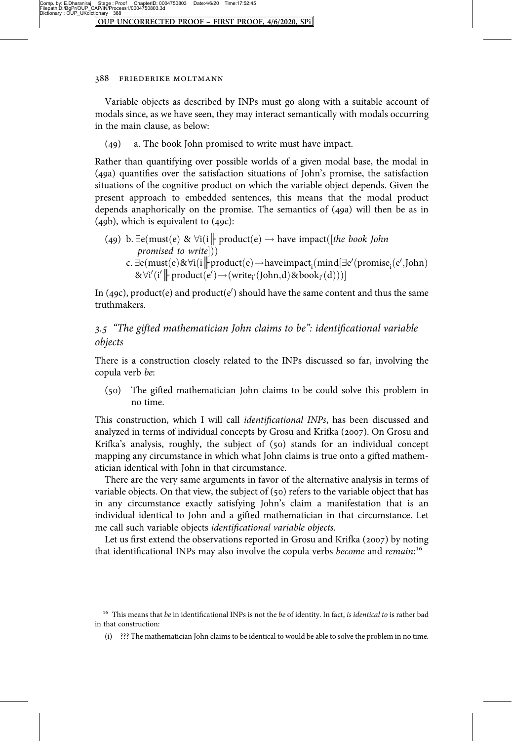Variable objects as described by INPs must go along with a suitable account of modals since, as we have seen, they may interact semantically with modals occurring in the main clause, as below:

(49) a. The book John promised to write must have impact.

Rather than quantifying over possible worlds of a given modal base, the modal in (49a) quantifies over the satisfaction situations of John's promise, the satisfaction situations of the cognitive product on which the variable object depends. Given the present approach to embedded sentences, this means that the modal product depends anaphorically on the promise. The semantics of (49a) will then be as in (49b), which is equivalent to (49c):

(49) b. $\exists e(\text{must}(e)\ \&\ \forall i(i \Vdash \text{product}(e) \rightarrow \text{have impact}([\textit{the book John promised to write}]))$

c. $\exists e(\text{must}(e) \& \forall i(i \Vdash \text{product}(e) \rightarrow \text{have impact}_i(\text{mind}[\exists e'(\text{promise}_i(e', \text{John}) \& \forall i'(i' \Vdash \text{product}(e') \rightarrow (\text{write}_{i'}(\text{John}, d) \& \text{book}_{i'}(d)))]$

In (49c), product(e) and product(e′) should have the same content and thus the same truthmakers.

### 3.5 "The gifted mathematician John claims to be": identificational variable objects

There is a construction closely related to the INPs discussed so far, involving the copula verb *be*:

(50) The gifted mathematician John claims to be could solve this problem in no time.

This construction, which I will call *identificational INPs*, has been discussed and analyzed in terms of individual concepts by Grosu and Krifka (2007). On Grosu and Krifka's analysis, roughly, the subject of (50) stands for an individual concept mapping any circumstance in which what John claims is true onto a gifted mathematician identical with John in that circumstance.

There are the very same arguments in favor of the alternative analysis in terms of variable objects. On that view, the subject of (50) refers to the variable object that has in any circumstance exactly satisfying John's claim a manifestation that is an individual identical to John and a gifted mathematician in that circumstance. Let me call such variable objects *identificational variable objects*.

Let us first extend the observations reported in Grosu and Krifka (2007) by noting that identificational INPs may also involve the copula verbs *become* and *remain*:[16]

[16] This means that *be* in identificational INPs is not the *be* of identity. In fact, *is identical to* is rather bad in that construction:

(i) ??? The mathematician John claims to be identical to would be able to solve the problem in no time.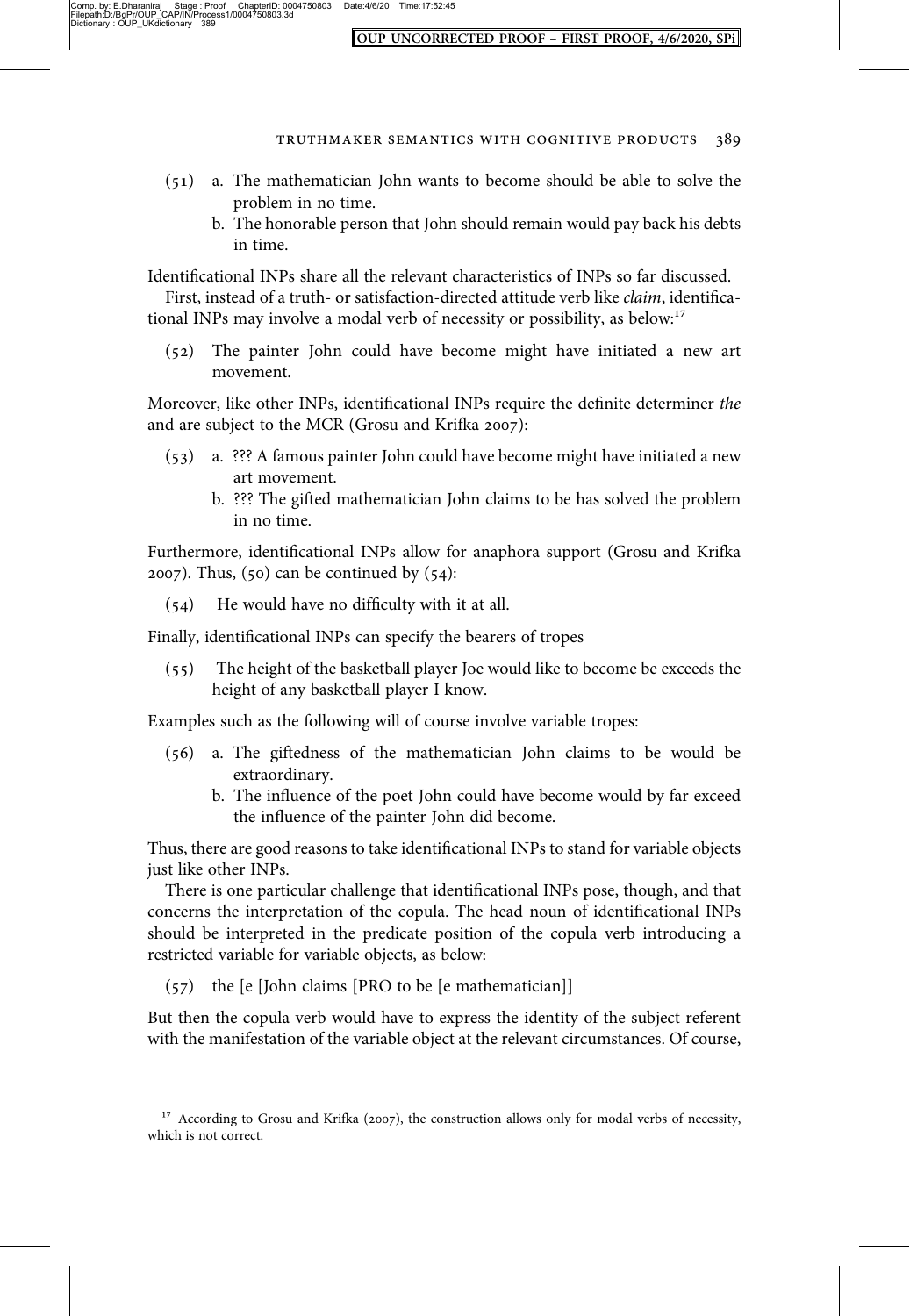(51) a. The mathematician John wants to become should be able to solve the problem in no time.
 b. The honorable person that John should remain would pay back his debts in time.

Identificational INPs share all the relevant characteristics of INPs so far discussed.

First, instead of a truth- or satisfaction-directed attitude verb like *claim*, identificational INPs may involve a modal verb of necessity or possibility, as below:[17]

(52) The painter John could have become might have initiated a new art movement.

Moreover, like other INPs, identificational INPs require the definite determiner *the* and are subject to the MCR (Grosu and Krifka 2007):

(53) a. ??? A famous painter John could have become might have initiated a new art movement.
 b. ??? The gifted mathematician John claims to be has solved the problem in no time.

Furthermore, identificational INPs allow for anaphora support (Grosu and Krifka 2007). Thus, (50) can be continued by (54):

(54) He would have no difficulty with it at all.

Finally, identificational INPs can specify the bearers of tropes

(55) The height of the basketball player Joe would like to become be exceeds the height of any basketball player I know.

Examples such as the following will of course involve variable tropes:

(56) a. The giftedness of the mathematician John claims to be would be extraordinary.
 b. The influence of the poet John could have become would by far exceed the influence of the painter John did become.

Thus, there are good reasons to take identificational INPs to stand for variable objects just like other INPs.

There is one particular challenge that identificational INPs pose, though, and that concerns the interpretation of the copula. The head noun of identificational INPs should be interpreted in the predicate position of the copula verb introducing a restricted variable for variable objects, as below:

(57) the [e [John claims [PRO to be [e mathematician]]

But then the copula verb would have to express the identity of the subject referent with the manifestation of the variable object at the relevant circumstances. Of course,

[17] According to Grosu and Krifka (2007), the construction allows only for modal verbs of necessity, which is not correct.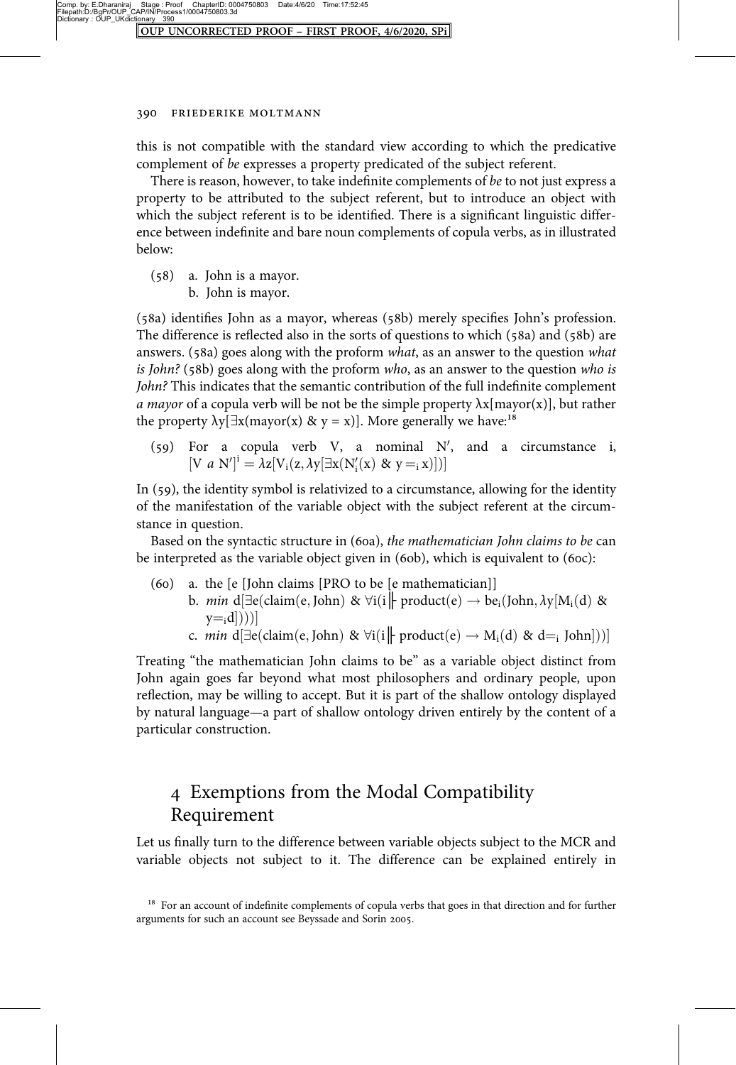this is not compatible with the standard view according to which the predicative complement of *be* expresses a property predicated of the subject referent.

There is reason, however, to take indefinite complements of *be* to not just express a property to be attributed to the subject referent, but to introduce an object with which the subject referent is to be identified. There is a significant linguistic difference between indefinite and bare noun complements of copula verbs, as in illustrated below:

(58) a. John is a mayor.
 b. John is mayor.

(58a) identifies John as a mayor, whereas (58b) merely specifies John's profession. The difference is reflected also in the sorts of questions to which (58a) and (58b) are answers. (58a) goes along with the proform *what*, as an answer to the question *what is John?* (58b) goes along with the proform *who*, as an answer to the question *who is John?* This indicates that the semantic contribution of the full indefinite complement *a mayor* of a copula verb will be not be the simple property $\lambda x[\text{mayor}(x)]$, but rather the property $\lambda y[\exists x(\text{mayor}(x)\ \&\ y = x)]$. More generally we have:[18]

(59) For a copula verb V, a nominal N′, and a circumstance i, $[V\ a\ N']^i = \lambda z[V_i(z, \lambda y[\exists x(N'_i(x)\ \&\ y =_i x)])]$

In (59), the identity symbol is relativized to a circumstance, allowing for the identity of the manifestation of the variable object with the subject referent at the circumstance in question.

Based on the syntactic structure in (60a), *the mathematician John claims to be* can be interpreted as the variable object given in (60b), which is equivalent to (60c):

(60) a. the [e [John claims [PRO to be [e mathematician]]
 b. $\textit{min}\ d[\exists e(\text{claim}(e, \text{John})\ \&\ \forall i(i \Vdash \text{product}(e) \rightarrow \text{be}_i(\text{John}, \lambda y[M_i(d)\ \&\ y =_i d])))]$
 c. $\textit{min}\ d[\exists e(\text{claim}(e, \text{John})\ \&\ \forall i(i \Vdash \text{product}(e) \rightarrow M_i(d)\ \&\ d =_i \text{John}]))]$

Treating "the mathematician John claims to be" as a variable object distinct from John again goes far beyond what most philosophers and ordinary people, upon reflection, may be willing to accept. But it is part of the shallow ontology displayed by natural language—a part of shallow ontology driven entirely by the content of a particular construction.

## 4 Exemptions from the Modal Compatibility Requirement

Let us finally turn to the difference between variable objects subject to the MCR and variable objects not subject to it. The difference can be explained entirely in

[18] For an account of indefinite complements of copula verbs that goes in that direction and for further arguments for such an account see Beyssade and Sorin 2005.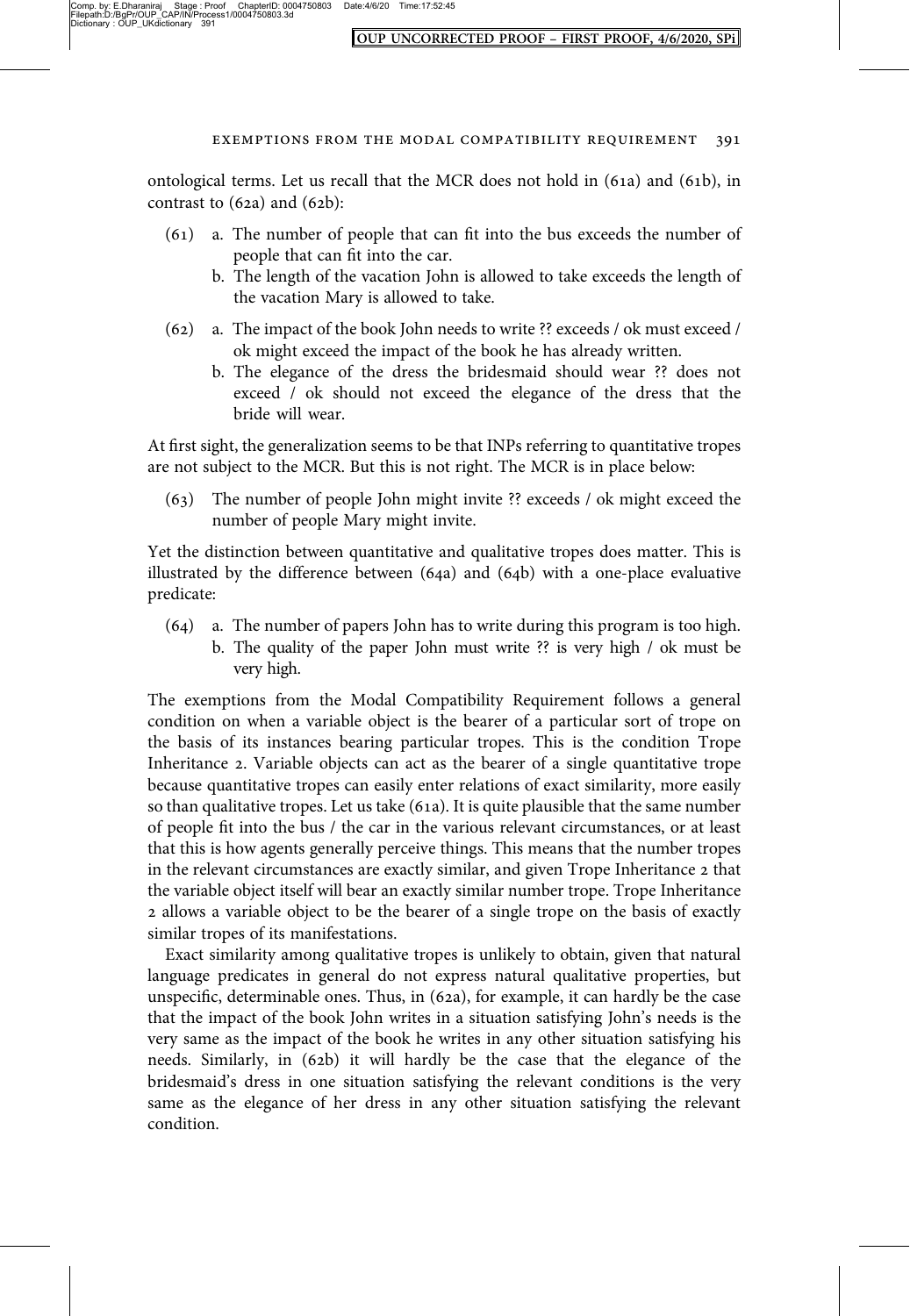ontological terms. Let us recall that the MCR does not hold in (61a) and (61b), in contrast to (62a) and (62b):

(61) a. The number of people that can fit into the bus exceeds the number of people that can fit into the car.
  b. The length of the vacation John is allowed to take exceeds the length of the vacation Mary is allowed to take.

(62) a. The impact of the book John needs to write ?? exceeds / ok must exceed / ok might exceed the impact of the book he has already written.
  b. The elegance of the dress the bridesmaid should wear ?? does not exceed / ok should not exceed the elegance of the dress that the bride will wear.

At first sight, the generalization seems to be that INPs referring to quantitative tropes are not subject to the MCR. But this is not right. The MCR is in place below:

(63) The number of people John might invite ?? exceeds / ok might exceed the number of people Mary might invite.

Yet the distinction between quantitative and qualitative tropes does matter. This is illustrated by the difference between (64a) and (64b) with a one-place evaluative predicate:

(64) a. The number of papers John has to write during this program is too high.
  b. The quality of the paper John must write ?? is very high / ok must be very high.

The exemptions from the Modal Compatibility Requirement follows a general condition on when a variable object is the bearer of a particular sort of trope on the basis of its instances bearing particular tropes. This is the condition Trope Inheritance 2. Variable objects can act as the bearer of a single quantitative trope because quantitative tropes can easily enter relations of exact similarity, more easily so than qualitative tropes. Let us take (61a). It is quite plausible that the same number of people fit into the bus / the car in the various relevant circumstances, or at least that this is how agents generally perceive things. This means that the number tropes in the relevant circumstances are exactly similar, and given Trope Inheritance 2 that the variable object itself will bear an exactly similar number trope. Trope Inheritance 2 allows a variable object to be the bearer of a single trope on the basis of exactly similar tropes of its manifestations.

Exact similarity among qualitative tropes is unlikely to obtain, given that natural language predicates in general do not express natural qualitative properties, but unspecific, determinable ones. Thus, in (62a), for example, it can hardly be the case that the impact of the book John writes in a situation satisfying John's needs is the very same as the impact of the book he writes in any other situation satisfying his needs. Similarly, in (62b) it will hardly be the case that the elegance of the bridesmaid's dress in one situation satisfying the relevant conditions is the very same as the elegance of her dress in any other situation satisfying the relevant condition.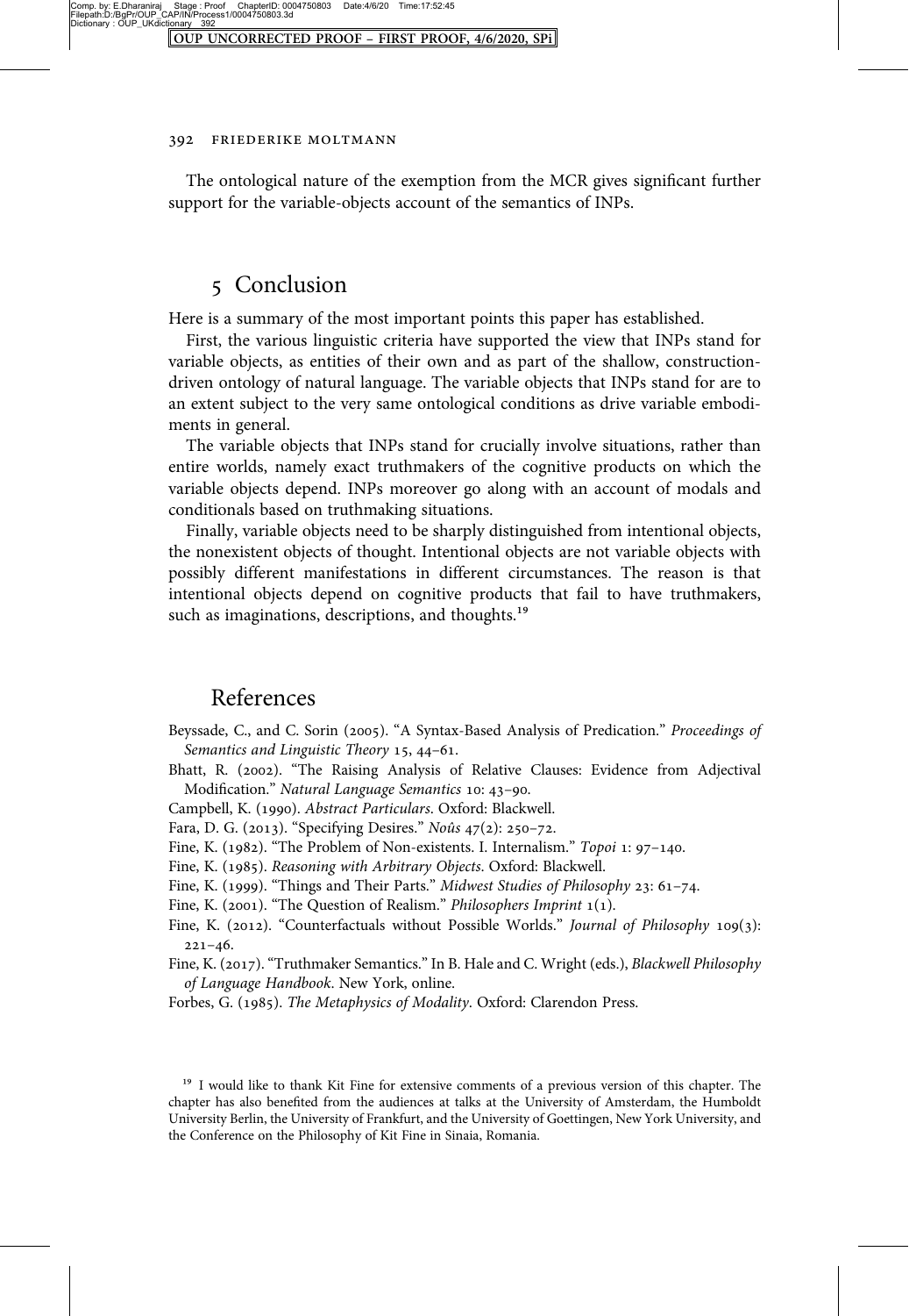The ontological nature of the exemption from the MCR gives significant further support for the variable-objects account of the semantics of INPs.

## 5 Conclusion

Here is a summary of the most important points this paper has established.

First, the various linguistic criteria have supported the view that INPs stand for variable objects, as entities of their own and as part of the shallow, construction-driven ontology of natural language. The variable objects that INPs stand for are to an extent subject to the very same ontological conditions as drive variable embodiments in general.

The variable objects that INPs stand for crucially involve situations, rather than entire worlds, namely exact truthmakers of the cognitive products on which the variable objects depend. INPs moreover go along with an account of modals and conditionals based on truthmaking situations.

Finally, variable objects need to be sharply distinguished from intentional objects, the nonexistent objects of thought. Intentional objects are not variable objects with possibly different manifestations in different circumstances. The reason is that intentional objects depend on cognitive products that fail to have truthmakers, such as imaginations, descriptions, and thoughts.[19]

## References

Beyssade, C., and C. Sorin (2005). "A Syntax-Based Analysis of Predication." *Proceedings of Semantics and Linguistic Theory* 15, 44–61.

Bhatt, R. (2002). "The Raising Analysis of Relative Clauses: Evidence from Adjectival Modification." *Natural Language Semantics* 10: 43–90.

Campbell, K. (1990). *Abstract Particulars*. Oxford: Blackwell.

Fara, D. G. (2013). "Specifying Desires." *Noûs* 47(2): 250–72.

Fine, K. (1982). "The Problem of Non-existents. I. Internalism." *Topoi* 1: 97–140.

Fine, K. (1985). *Reasoning with Arbitrary Objects*. Oxford: Blackwell.

Fine, K. (1999). "Things and Their Parts." *Midwest Studies of Philosophy* 23: 61–74.

Fine, K. (2001). "The Question of Realism." *Philosophers Imprint* 1(1).

Fine, K. (2012). "Counterfactuals without Possible Worlds." *Journal of Philosophy* 109(3): 221–46.

Fine, K. (2017). "Truthmaker Semantics." In B. Hale and C. Wright (eds.), *Blackwell Philosophy of Language Handbook*. New York, online.

Forbes, G. (1985). *The Metaphysics of Modality*. Oxford: Clarendon Press.

[19] I would like to thank Kit Fine for extensive comments of a previous version of this chapter. The chapter has also benefited from the audiences at talks at the University of Amsterdam, the Humboldt University Berlin, the University of Frankfurt, and the University of Goettingen, New York University, and the Conference on the Philosophy of Kit Fine in Sinaia, Romania.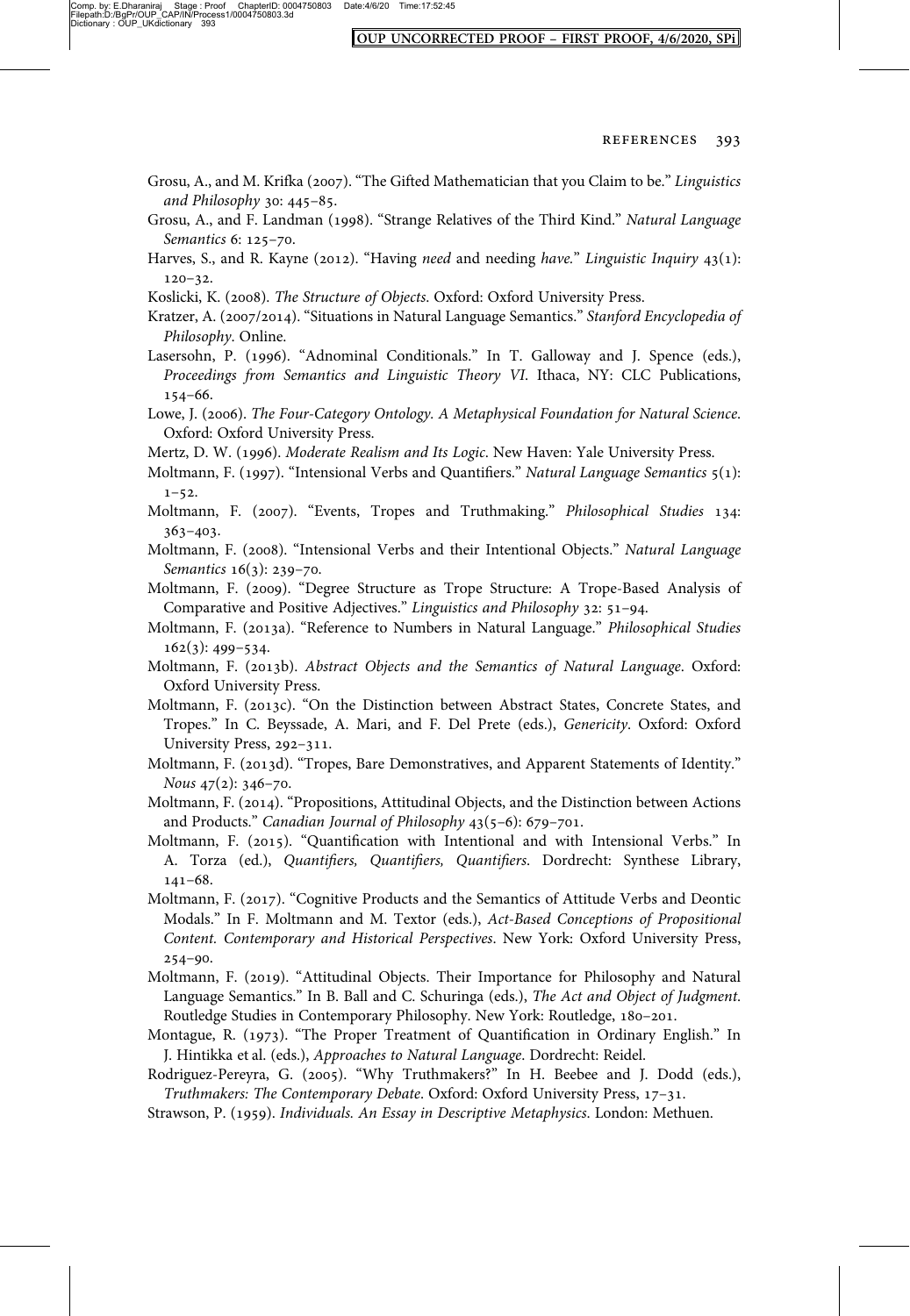Grosu, A., and M. Krifka (2007). "The Gifted Mathematician that you Claim to be." *Linguistics and Philosophy* 30: 445–85.

Grosu, A., and F. Landman (1998). "Strange Relatives of the Third Kind." *Natural Language Semantics* 6: 125–70.

Harves, S., and R. Kayne (2012). "Having *need* and needing *have*." *Linguistic Inquiry* 43(1): 120–32.

Koslicki, K. (2008). *The Structure of Objects*. Oxford: Oxford University Press.

Kratzer, A. (2007/2014). "Situations in Natural Language Semantics." *Stanford Encyclopedia of Philosophy*. Online.

Lasersohn, P. (1996). "Adnominal Conditionals." In T. Galloway and J. Spence (eds.), *Proceedings from Semantics and Linguistic Theory VI*. Ithaca, NY: CLC Publications, 154–66.

Lowe, J. (2006). *The Four-Category Ontology. A Metaphysical Foundation for Natural Science*. Oxford: Oxford University Press.

Mertz, D. W. (1996). *Moderate Realism and Its Logic*. New Haven: Yale University Press.

Moltmann, F. (1997). "Intensional Verbs and Quantifiers." *Natural Language Semantics* 5(1): 1–52.

Moltmann, F. (2007). "Events, Tropes and Truthmaking." *Philosophical Studies* 134: 363–403.

Moltmann, F. (2008). "Intensional Verbs and their Intentional Objects." *Natural Language Semantics* 16(3): 239–70.

Moltmann, F. (2009). "Degree Structure as Trope Structure: A Trope-Based Analysis of Comparative and Positive Adjectives." *Linguistics and Philosophy* 32: 51–94.

Moltmann, F. (2013a). "Reference to Numbers in Natural Language." *Philosophical Studies* 162(3): 499–534.

Moltmann, F. (2013b). *Abstract Objects and the Semantics of Natural Language*. Oxford: Oxford University Press.

Moltmann, F. (2013c). "On the Distinction between Abstract States, Concrete States, and Tropes." In C. Beyssade, A. Mari, and F. Del Prete (eds.), *Genericity*. Oxford: Oxford University Press, 292–311.

Moltmann, F. (2013d). "Tropes, Bare Demonstratives, and Apparent Statements of Identity." *Nous* 47(2): 346–70.

Moltmann, F. (2014). "Propositions, Attitudinal Objects, and the Distinction between Actions and Products." *Canadian Journal of Philosophy* 43(5–6): 679–701.

Moltmann, F. (2015). "Quantification with Intentional and with Intensional Verbs." In A. Torza (ed.), *Quantifiers, Quantifiers, Quantifiers*. Dordrecht: Synthese Library, 141–68.

Moltmann, F. (2017). "Cognitive Products and the Semantics of Attitude Verbs and Deontic Modals." In F. Moltmann and M. Textor (eds.), *Act-Based Conceptions of Propositional Content. Contemporary and Historical Perspectives*. New York: Oxford University Press, 254–90.

Moltmann, F. (2019). "Attitudinal Objects. Their Importance for Philosophy and Natural Language Semantics." In B. Ball and C. Schuringa (eds.), *The Act and Object of Judgment*. Routledge Studies in Contemporary Philosophy. New York: Routledge, 180–201.

Montague, R. (1973). "The Proper Treatment of Quantification in Ordinary English." In J. Hintikka et al. (eds.), *Approaches to Natural Language*. Dordrecht: Reidel.

Rodriguez-Pereyra, G. (2005). "Why Truthmakers?" In H. Beebee and J. Dodd (eds.), *Truthmakers: The Contemporary Debate*. Oxford: Oxford University Press, 17–31.

Strawson, P. (1959). *Individuals. An Essay in Descriptive Metaphysics*. London: Methuen.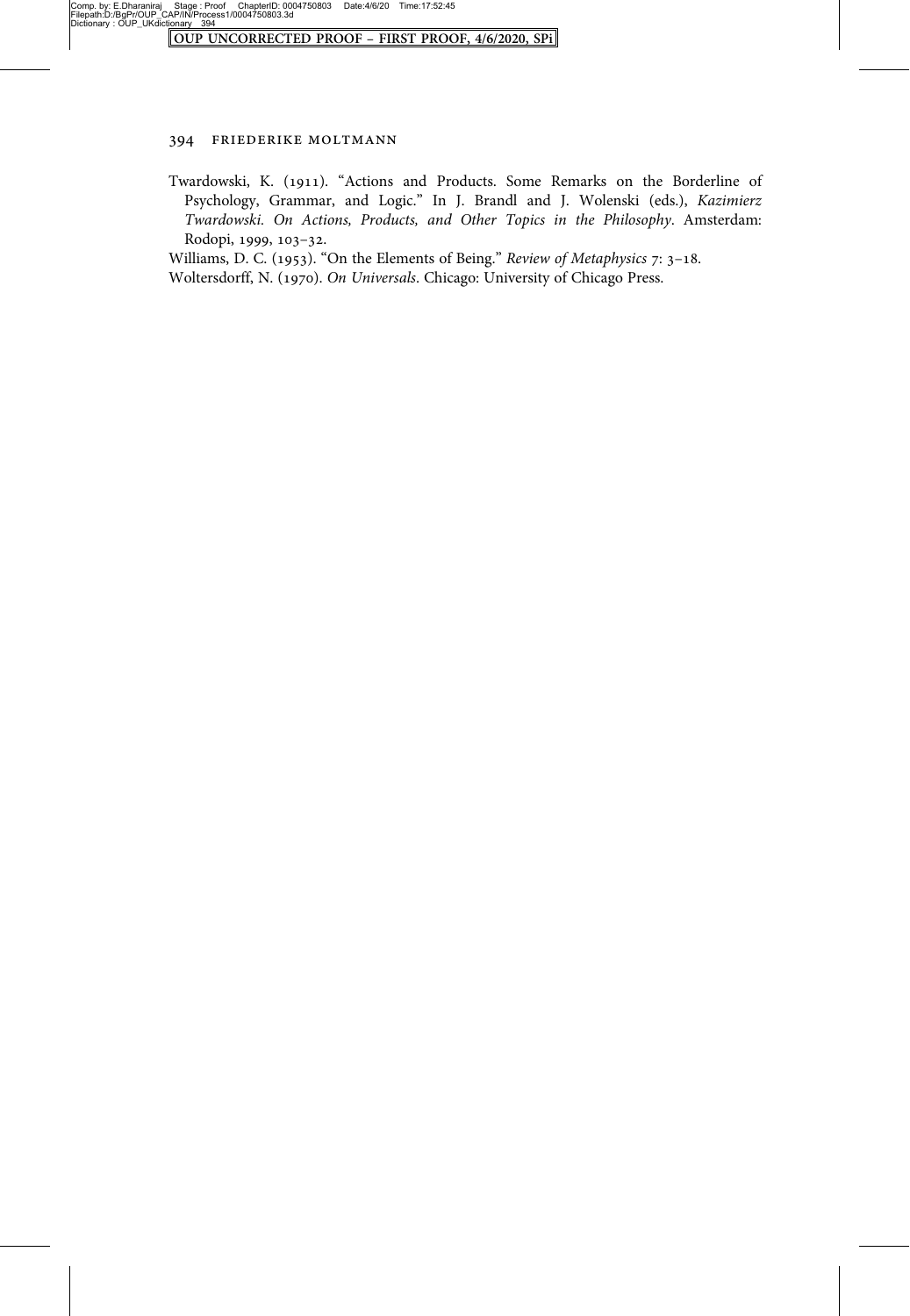Twardowski, K. (1911). "Actions and Products. Some Remarks on the Borderline of Psychology, Grammar, and Logic." In J. Brandl and J. Wolenski (eds.), *Kazimierz Twardowski. On Actions, Products, and Other Topics in the Philosophy*. Amsterdam: Rodopi, 1999, 103–32.

Williams, D. C. (1953). "On the Elements of Being." *Review of Metaphysics* 7: 3–18.

Woltersdorff, N. (1970). *On Universals*. Chicago: University of Chicago Press.